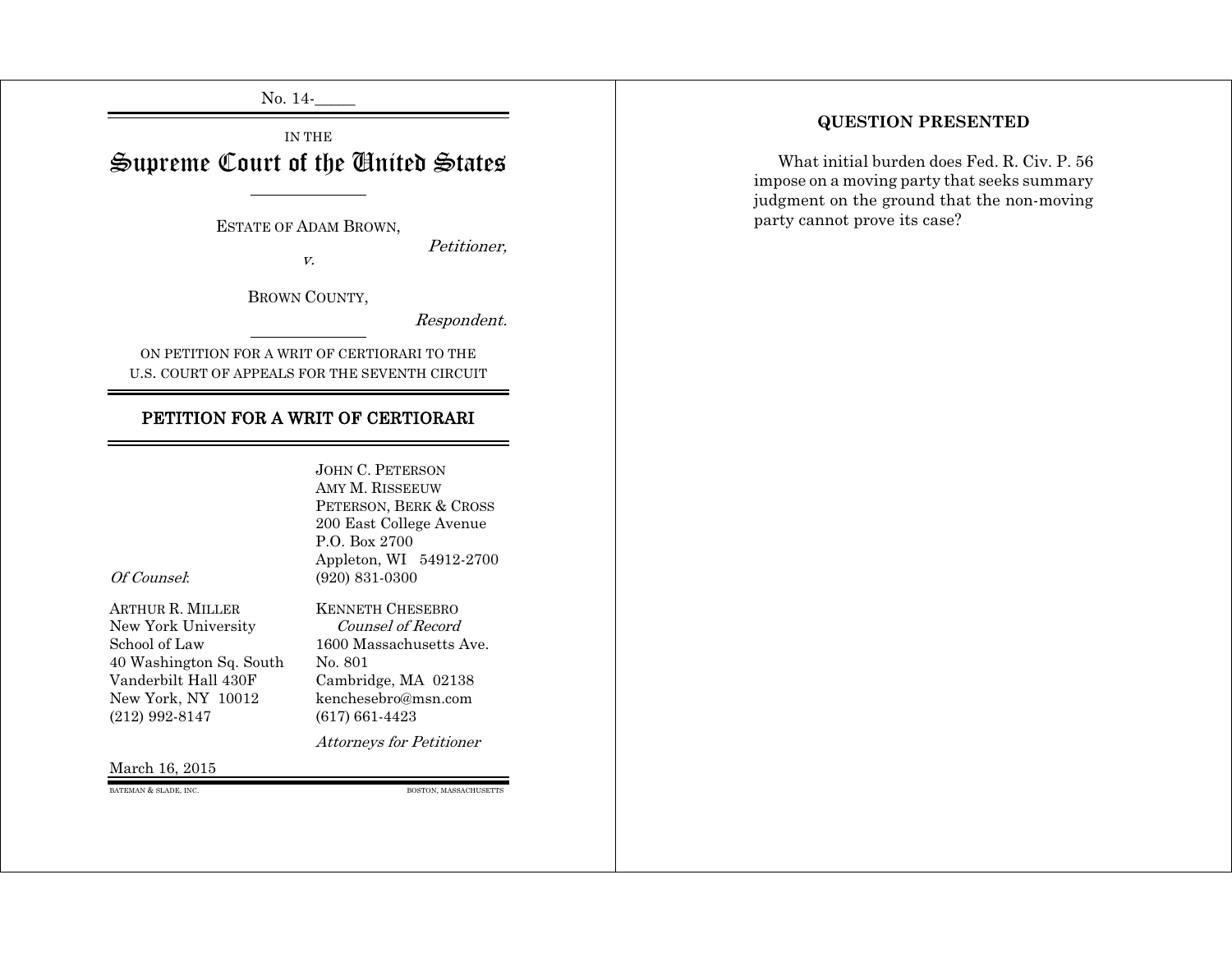No. 14-_____

IN THE

# Supreme Court of the United States

ESTATE OF ADAM BROWN,

*Petitioner,*

*v.*

BROWN COUNTY,

*Respondent.*

ON PETITION FOR A WRIT OF CERTIORARI TO THE U.S. COURT OF APPEALS FOR THE SEVENTH CIRCUIT

## PETITION FOR A WRIT OF CERTIORARI

JOHN C. PETERSON
AMY M. RISSEEUW
PETERSON, BERK & CROSS
200 East College Avenue
P.O. Box 2700
Appleton, WI 54912-2700
(920) 831-0300

*Of Counsel*:

ARTHUR R. MILLER
New York University
School of Law
40 Washington Sq. South
Vanderbilt Hall 430F
New York, NY 10012
(212) 992-8147

KENNETH CHESEBRO
*Counsel of Record*
1600 Massachusetts Ave.
No. 801
Cambridge, MA 02138
kenchesebro@msn.com
(617) 661-4423

*Attorneys for Petitioner*

March 16, 2015

BATEMAN & SLADE, INC. BOSTON, MASSACHUSETTS

## QUESTION PRESENTED

What initial burden does Fed. R. Civ. P. 56 impose on a moving party that seeks summary judgment on the ground that the non-moving party cannot prove its case?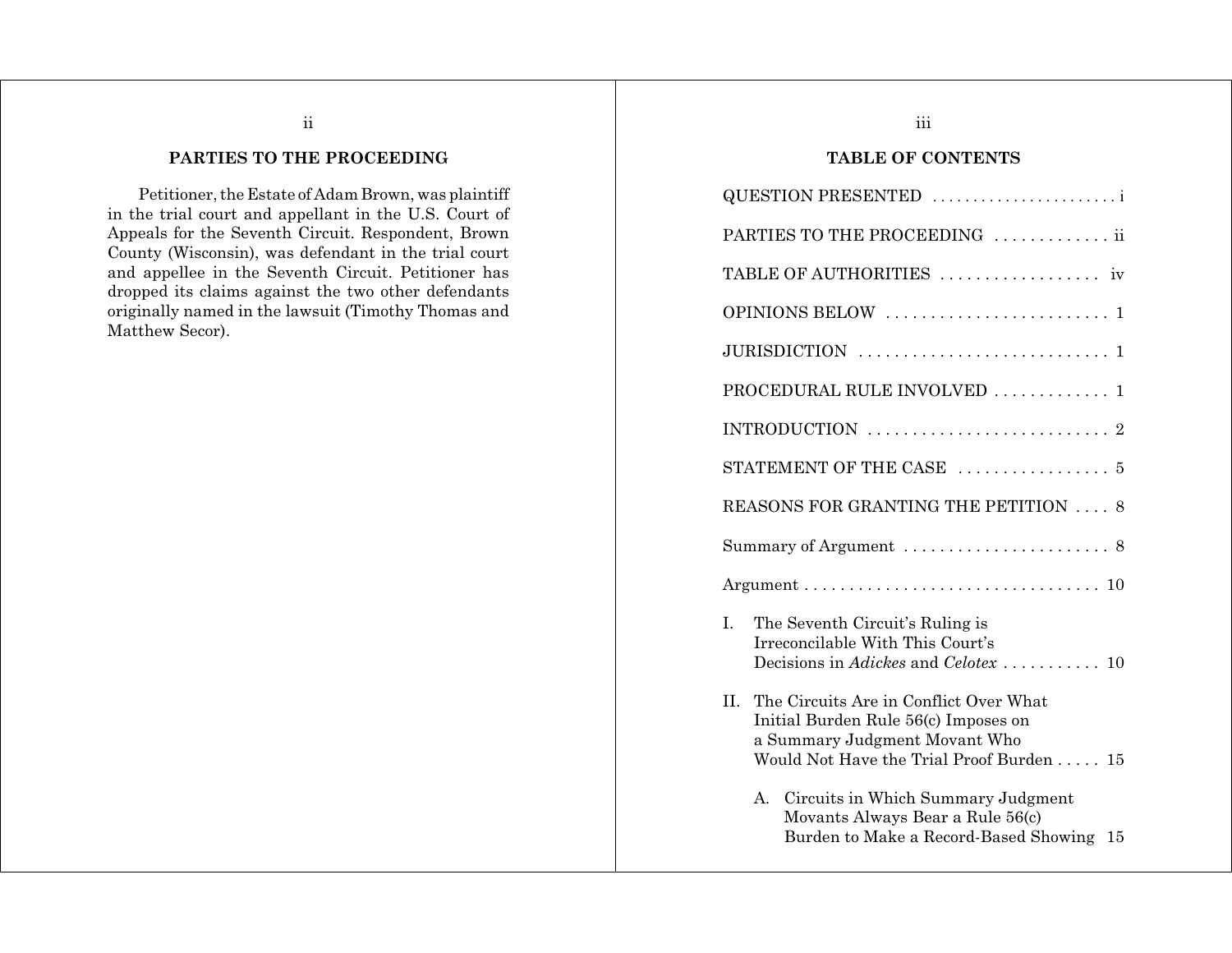## PARTIES TO THE PROCEEDING

Petitioner, the Estate of Adam Brown, was plaintiff in the trial court and appellant in the U.S. Court of Appeals for the Seventh Circuit. Respondent, Brown County (Wisconsin), was defendant in the trial court and appellee in the Seventh Circuit. Petitioner has dropped its claims against the two other defendants originally named in the lawsuit (Timothy Thomas and Matthew Secor).

## TABLE OF CONTENTS

QUESTION PRESENTED . . . . . . . . . . . . . . . . . . . . . . i

PARTIES TO THE PROCEEDING . . . . . . . . . . . . . ii

TABLE OF AUTHORITIES . . . . . . . . . . . . . . . . . . iv

OPINIONS BELOW . . . . . . . . . . . . . . . . . . . . . . . . . 1

JURISDICTION . . . . . . . . . . . . . . . . . . . . . . . . . . . . 1

PROCEDURAL RULE INVOLVED . . . . . . . . . . . . . 1

INTRODUCTION . . . . . . . . . . . . . . . . . . . . . . . . . . . 2

STATEMENT OF THE CASE . . . . . . . . . . . . . . . . . 5

REASONS FOR GRANTING THE PETITION . . . . 8

Summary of Argument . . . . . . . . . . . . . . . . . . . . . . . 8

Argument . . . . . . . . . . . . . . . . . . . . . . . . . . . . . . . . . 10

I. The Seventh Circuit's Ruling is Irreconcilable With This Court's Decisions in *Adickes* and *Celotex* . . . . . . . . . . . 10

II. The Circuits Are in Conflict Over What Initial Burden Rule 56(c) Imposes on a Summary Judgment Movant Who Would Not Have the Trial Proof Burden . . . . . 15

   A. Circuits in Which Summary Judgment Movants Always Bear a Rule 56(c) Burden to Make a Record-Based Showing 15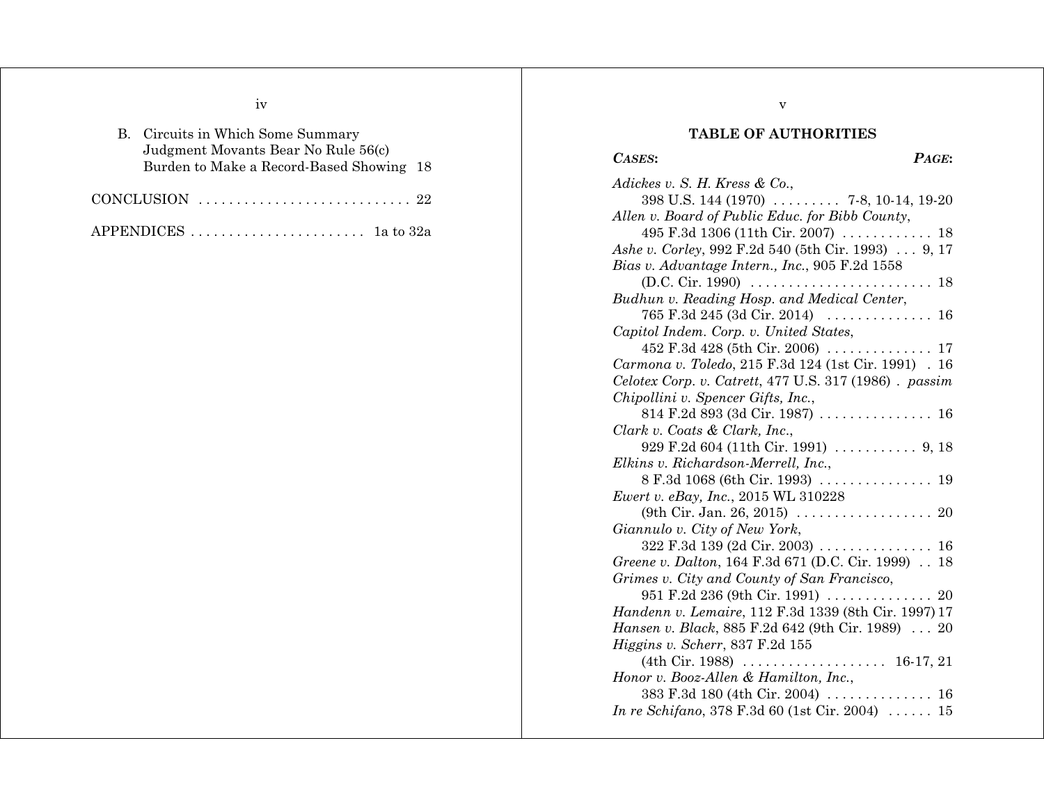B. Circuits in Which Some Summary Judgment Movants Bear No Rule 56(c) Burden to Make a Record-Based Showing 18

CONCLUSION . . . . . . . . . . . . . . . . . . . . . . . . . . . . 22

APPENDICES . . . . . . . . . . . . . . . . . . . . . . . 1a to 32a

## TABLE OF AUTHORITIES

***CASES:*** ***PAGE:***

*Adickes v. S. H. Kress & Co.*, 398 U.S. 144 (1970) . . . . . . . . . 7-8, 10-14, 19-20

*Allen v. Board of Public Educ. for Bibb County*, 495 F.3d 1306 (11th Cir. 2007) . . . . . . . . . . . . 18

*Ashe v. Corley*, 992 F.2d 540 (5th Cir. 1993) . . . 9, 17

*Bias v. Advantage Intern., Inc.*, 905 F.2d 1558 (D.C. Cir. 1990) . . . . . . . . . . . . . . . . . . . . . . . . 18

*Budhun v. Reading Hosp. and Medical Center*, 765 F.3d 245 (3d Cir. 2014) . . . . . . . . . . . . . . 16

*Capitol Indem. Corp. v. United States*, 452 F.3d 428 (5th Cir. 2006) . . . . . . . . . . . . . . 17

*Carmona v. Toledo*, 215 F.3d 124 (1st Cir. 1991) . 16

*Celotex Corp. v. Catrett*, 477 U.S. 317 (1986) . *passim*

*Chipollini v. Spencer Gifts, Inc.*, 814 F.2d 893 (3d Cir. 1987) . . . . . . . . . . . . . . . 16

*Clark v. Coats & Clark, Inc.*, 929 F.2d 604 (11th Cir. 1991) . . . . . . . . . . . 9, 18

*Elkins v. Richardson-Merrell, Inc.*, 8 F.3d 1068 (6th Cir. 1993) . . . . . . . . . . . . . . . 19

*Ewert v. eBay, Inc.*, 2015 WL 310228 (9th Cir. Jan. 26, 2015) . . . . . . . . . . . . . . . . . . 20

*Giannulo v. City of New York*, 322 F.3d 139 (2d Cir. 2003) . . . . . . . . . . . . . . . 16

*Greene v. Dalton*, 164 F.3d 671 (D.C. Cir. 1999) . . 18

*Grimes v. City and County of San Francisco*, 951 F.2d 236 (9th Cir. 1991) . . . . . . . . . . . . . . 20

*Handenn v. Lemaire*, 112 F.3d 1339 (8th Cir. 1997) 17

*Hansen v. Black*, 885 F.2d 642 (9th Cir. 1989) . . . 20

*Higgins v. Scherr*, 837 F.2d 155 (4th Cir. 1988) . . . . . . . . . . . . . . . . . . . 16-17, 21

*Honor v. Booz-Allen & Hamilton, Inc.*, 383 F.3d 180 (4th Cir. 2004) . . . . . . . . . . . . . . 16

*In re Schifano*, 378 F.3d 60 (1st Cir. 2004) . . . . . . 15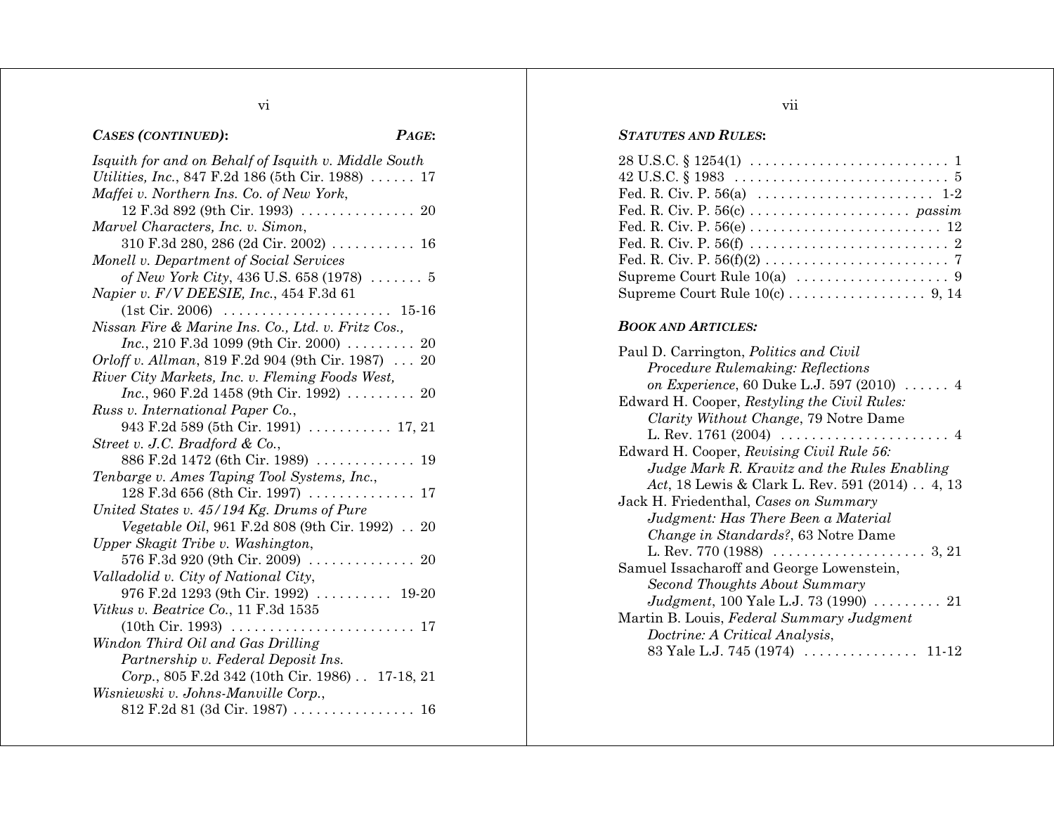***CASES (CONTINUED):*** ***PAGE:***

*Isquith for and on Behalf of Isquith v. Middle South Utilities, Inc.*, 847 F.2d 186 (5th Cir. 1988) . . . . . . 17

*Maffei v. Northern Ins. Co. of New York*, 12 F.3d 892 (9th Cir. 1993) . . . . . . . . . . . . . . . 20

*Marvel Characters, Inc. v. Simon*, 310 F.3d 280, 286 (2d Cir. 2002) . . . . . . . . . . . 16

*Monell v. Department of Social Services of New York City*, 436 U.S. 658 (1978) . . . . . . . 5

*Napier v. F/V DEESIE, Inc.*, 454 F.3d 61 (1st Cir. 2006) . . . . . . . . . . . . . . . . . . . . . . 15-16

*Nissan Fire & Marine Ins. Co., Ltd. v. Fritz Cos., Inc.*, 210 F.3d 1099 (9th Cir. 2000) . . . . . . . . . 20

*Orloff v. Allman*, 819 F.2d 904 (9th Cir. 1987) . . . 20

*River City Markets, Inc. v. Fleming Foods West, Inc.*, 960 F.2d 1458 (9th Cir. 1992) . . . . . . . . . 20

*Russ v. International Paper Co.*, 943 F.2d 589 (5th Cir. 1991) . . . . . . . . . . . 17, 21

*Street v. J.C. Bradford & Co.*, 886 F.2d 1472 (6th Cir. 1989) . . . . . . . . . . . . . 19

*Tenbarge v. Ames Taping Tool Systems, Inc.*, 128 F.3d 656 (8th Cir. 1997) . . . . . . . . . . . . . 17

*United States v. 45/194 Kg. Drums of Pure Vegetable Oil*, 961 F.2d 808 (9th Cir. 1992) . . 20

*Upper Skagit Tribe v. Washington*, 576 F.3d 920 (9th Cir. 2009) . . . . . . . . . . . . . . 20

*Valladolid v. City of National City*, 976 F.2d 1293 (9th Cir. 1992) . . . . . . . . . . 19-20

*Vitkus v. Beatrice Co.*, 11 F.3d 1535 (10th Cir. 1993) . . . . . . . . . . . . . . . . . . . . . . . . 17

*Windon Third Oil and Gas Drilling Partnership v. Federal Deposit Ins. Corp.*, 805 F.2d 342 (10th Cir. 1986) . . 17-18, 21

*Wisniewski v. Johns-Manville Corp.*, 812 F.2d 81 (3d Cir. 1987) . . . . . . . . . . . . . . . . 16

***STATUTES AND RULES:***

28 U.S.C. § 1254(1) . . . . . . . . . . . . . . . . . . . . . . . . . . 1

42 U.S.C. § 1983 . . . . . . . . . . . . . . . . . . . . . . . . . . . . 5

Fed. R. Civ. P. 56(a) . . . . . . . . . . . . . . . . . . . . . . . 1-2

Fed. R. Civ. P. 56(c) . . . . . . . . . . . . . . . . . . . . . *passim*

Fed. R. Civ. P. 56(e) . . . . . . . . . . . . . . . . . . . . . . . . . 12

Fed. R. Civ. P. 56(f) . . . . . . . . . . . . . . . . . . . . . . . . . . 2

Fed. R. Civ. P. 56(f)(2) . . . . . . . . . . . . . . . . . . . . . . . . 7

Supreme Court Rule 10(a) . . . . . . . . . . . . . . . . . . . . 9

Supreme Court Rule 10(c) . . . . . . . . . . . . . . . . . . 9, 14

***BOOK AND ARTICLES:***

Paul D. Carrington, *Politics and Civil Procedure Rulemaking: Reflections on Experience*, 60 Duke L.J. 597 (2010) . . . . . . 4

Edward H. Cooper, *Restyling the Civil Rules: Clarity Without Change*, 79 Notre Dame L. Rev. 1761 (2004) . . . . . . . . . . . . . . . . . . . . . . 4

Edward H. Cooper, *Revising Civil Rule 56: Judge Mark R. Kravitz and the Rules Enabling Act*, 18 Lewis & Clark L. Rev. 591 (2014) . . 4, 13

Jack H. Friedenthal, *Cases on Summary Judgment: Has There Been a Material Change in Standards?*, 63 Notre Dame L. Rev. 770 (1988) . . . . . . . . . . . . . . . . . . . . 3, 21

Samuel Issacharoff and George Lowenstein, *Second Thoughts About Summary Judgment*, 100 Yale L.J. 73 (1990) . . . . . . . . . 21

Martin B. Louis, *Federal Summary Judgment Doctrine: A Critical Analysis*, 83 Yale L.J. 745 (1974) . . . . . . . . . . . . . . . 11-12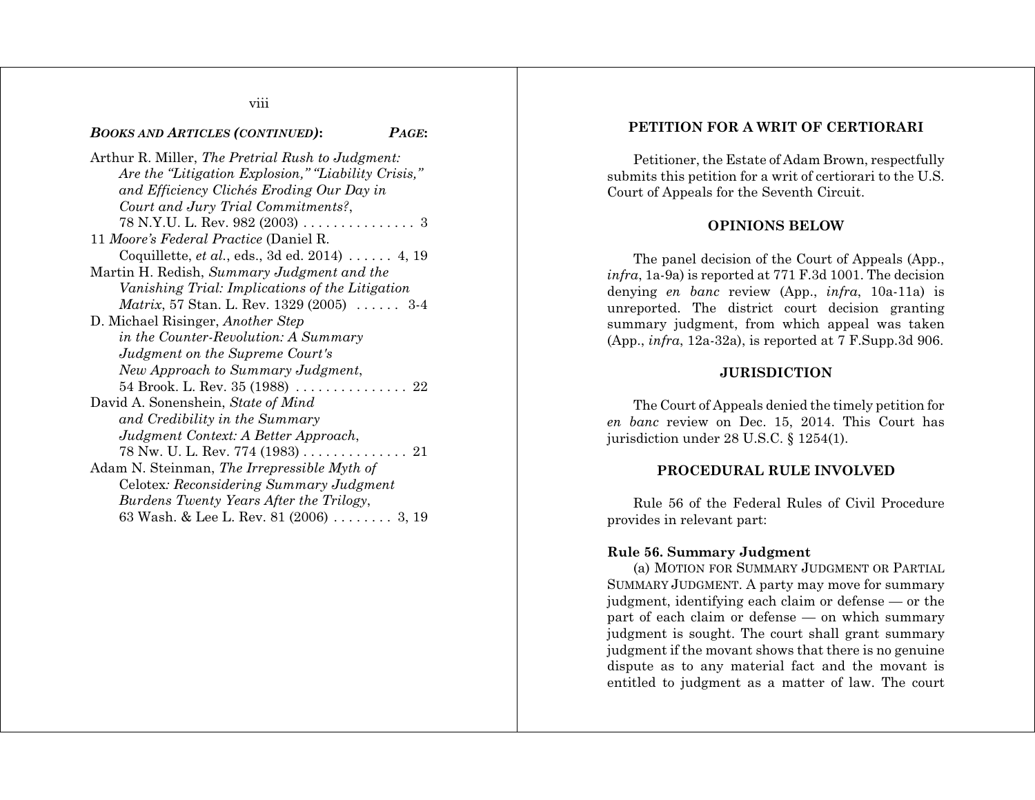***BOOKS AND ARTICLES (CONTINUED)*:** ***PAGE*:**

Arthur R. Miller, *The Pretrial Rush to Judgment: Are the "Litigation Explosion," "Liability Crisis," and Efficiency Clichés Eroding Our Day in Court and Jury Trial Commitments?*, 78 N.Y.U. L. Rev. 982 (2003) . . . . . . . . . . . . . . . 3

11 *Moore's Federal Practice* (Daniel R. Coquillette, *et al.*, eds., 3d ed. 2014) . . . . . . 4, 19

Martin H. Redish, *Summary Judgment and the Vanishing Trial: Implications of the Litigation Matrix*, 57 Stan. L. Rev. 1329 (2005) . . . . . . 3-4

D. Michael Risinger, *Another Step in the Counter-Revolution: A Summary Judgment on the Supreme Court's New Approach to Summary Judgment*, 54 Brook. L. Rev. 35 (1988) . . . . . . . . . . . . . . . 22

David A. Sonenshein, *State of Mind and Credibility in the Summary Judgment Context: A Better Approach*, 78 Nw. U. L. Rev. 774 (1983) . . . . . . . . . . . . . . 21

Adam N. Steinman, *The Irrepressible Myth of* Celotex*: Reconsidering Summary Judgment Burdens Twenty Years After the Trilogy*, 63 Wash. & Lee L. Rev. 81 (2006) . . . . . . . . 3, 19

## PETITION FOR A WRIT OF CERTIORARI

Petitioner, the Estate of Adam Brown, respectfully submits this petition for a writ of certiorari to the U.S. Court of Appeals for the Seventh Circuit.

## OPINIONS BELOW

The panel decision of the Court of Appeals (App., *infra*, 1a-9a) is reported at 771 F.3d 1001. The decision denying *en banc* review (App., *infra*, 10a-11a) is unreported. The district court decision granting summary judgment, from which appeal was taken (App., *infra*, 12a-32a), is reported at 7 F.Supp.3d 906.

## JURISDICTION

The Court of Appeals denied the timely petition for *en banc* review on Dec. 15, 2014. This Court has jurisdiction under 28 U.S.C. § 1254(1).

## PROCEDURAL RULE INVOLVED

Rule 56 of the Federal Rules of Civil Procedure provides in relevant part:

**Rule 56. Summary Judgment**

(a) MOTION FOR SUMMARY JUDGMENT OR PARTIAL SUMMARY JUDGMENT. A party may move for summary judgment, identifying each claim or defense — or the part of each claim or defense — on which summary judgment is sought. The court shall grant summary judgment if the movant shows that there is no genuine dispute as to any material fact and the movant is entitled to judgment as a matter of law. The court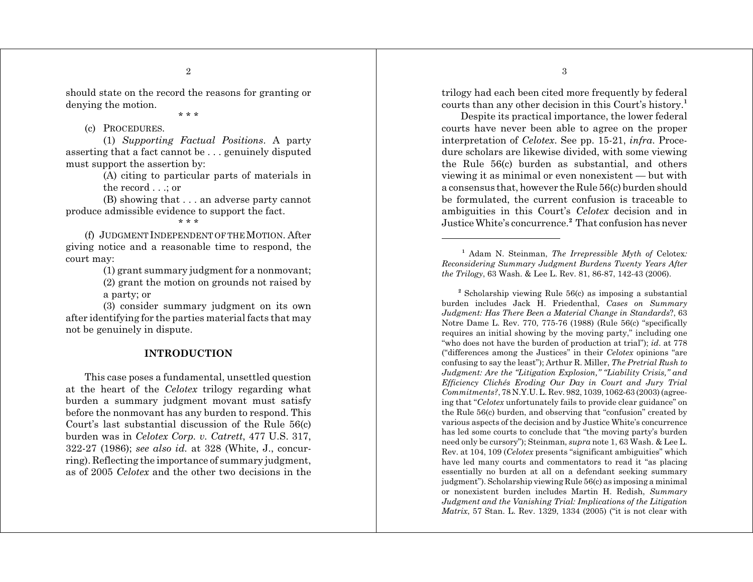should state on the record the reasons for granting or denying the motion.

\* \* \*

(c) PROCEDURES.

(1) *Supporting Factual Positions*. A party asserting that a fact cannot be . . . genuinely disputed must support the assertion by:

(A) citing to particular parts of materials in the record . . .; or

(B) showing that . . . an adverse party cannot produce admissible evidence to support the fact.

\* \* \*

(f) JUDGMENT INDEPENDENT OF THE MOTION. After giving notice and a reasonable time to respond, the court may:

(1) grant summary judgment for a nonmovant;

(2) grant the motion on grounds not raised by a party; or

(3) consider summary judgment on its own after identifying for the parties material facts that may not be genuinely in dispute.

## INTRODUCTION

This case poses a fundamental, unsettled question at the heart of the *Celotex* trilogy regarding what burden a summary judgment movant must satisfy before the nonmovant has any burden to respond. This Court's last substantial discussion of the Rule 56(c) burden was in *Celotex Corp. v. Catrett*, 477 U.S. 317, 322-27 (1986); *see also id.* at 328 (White, J., concurring). Reflecting the importance of summary judgment, as of 2005 *Celotex* and the other two decisions in the trilogy had each been cited more frequently by federal courts than any other decision in this Court's history.[1]

Despite its practical importance, the lower federal courts have never been able to agree on the proper interpretation of *Celotex*. See pp. 15-21, *infra*. Procedure scholars are likewise divided, with some viewing the Rule 56(c) burden as substantial, and others viewing it as minimal or even nonexistent — but with a consensus that, however the Rule 56(c) burden should be formulated, the current confusion is traceable to ambiguities in this Court's *Celotex* decision and in Justice White's concurrence.[2] That confusion has never

---

[1] Adam N. Steinman, *The Irrepressible Myth of* Celotex*: Reconsidering Summary Judgment Burdens Twenty Years After the Trilogy*, 63 Wash. & Lee L. Rev. 81, 86-87, 142-43 (2006).

[2] Scholarship viewing Rule 56(c) as imposing a substantial burden includes Jack H. Friedenthal, *Cases on Summary Judgment: Has There Been a Material Change in Standards*?, 63 Notre Dame L. Rev. 770, 775-76 (1988) (Rule 56(c) "specifically requires an initial showing by the moving party," including one "who does not have the burden of production at trial"); *id*. at 778 ("differences among the Justices" in their *Celotex* opinions "are confusing to say the least"); Arthur R. Miller, *The Pretrial Rush to Judgment: Are the "Litigation Explosion," "Liability Crisis," and Efficiency Clichés Eroding Our Day in Court and Jury Trial Commitments?*, 78 N.Y.U. L. Rev. 982, 1039, 1062-63 (2003) (agreeing that "*Celotex* unfortunately fails to provide clear guidance" on the Rule 56(c) burden, and observing that "confusion" created by various aspects of the decision and by Justice White's concurrence has led some courts to conclude that "the moving party's burden need only be cursory"); Steinman, *supra* note 1, 63 Wash. & Lee L. Rev. at 104, 109 (*Celotex* presents "significant ambiguities" which have led many courts and commentators to read it "as placing essentially no burden at all on a defendant seeking summary judgment"). Scholarship viewing Rule 56(c) as imposing a minimal or nonexistent burden includes Martin H. Redish, *Summary Judgment and the Vanishing Trial: Implications of the Litigation Matrix*, 57 Stan. L. Rev. 1329, 1334 (2005) ("it is not clear with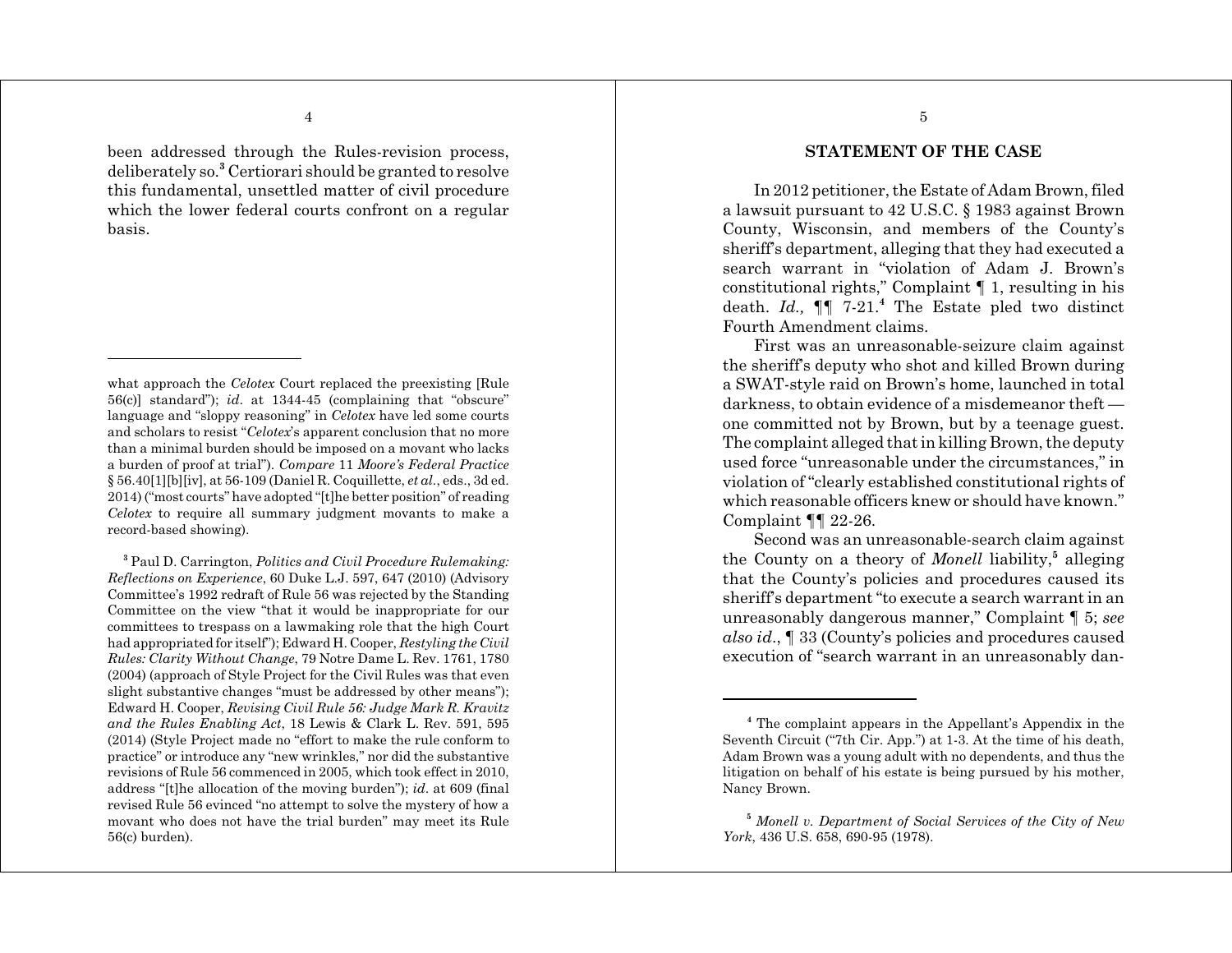been addressed through the Rules-revision process, deliberately so.[3] Certiorari should be granted to resolve this fundamental, unsettled matter of civil procedure which the lower federal courts confront on a regular basis.

what approach the *Celotex* Court replaced the preexisting [Rule 56(c)] standard"); *id*. at 1344-45 (complaining that "obscure" language and "sloppy reasoning" in *Celotex* have led some courts and scholars to resist "*Celotex*'s apparent conclusion that no more than a minimal burden should be imposed on a movant who lacks a burden of proof at trial"). *Compare* 11 *Moore's Federal Practice* § 56.40[1][b][iv], at 56-109 (Daniel R. Coquillette, *et al.*, eds., 3d ed. 2014) ("most courts" have adopted "[t]he better position" of reading *Celotex* to require all summary judgment movants to make a record-based showing).

[3] Paul D. Carrington, *Politics and Civil Procedure Rulemaking: Reflections on Experience*, 60 Duke L.J. 597, 647 (2010) (Advisory Committee's 1992 redraft of Rule 56 was rejected by the Standing Committee on the view "that it would be inappropriate for our committees to trespass on a lawmaking role that the high Court had appropriated for itself"); Edward H. Cooper, *Restyling the Civil Rules: Clarity Without Change*, 79 Notre Dame L. Rev. 1761, 1780 (2004) (approach of Style Project for the Civil Rules was that even slight substantive changes "must be addressed by other means"); Edward H. Cooper, *Revising Civil Rule 56: Judge Mark R. Kravitz and the Rules Enabling Act*, 18 Lewis & Clark L. Rev. 591, 595 (2014) (Style Project made no "effort to make the rule conform to practice" or introduce any "new wrinkles," nor did the substantive revisions of Rule 56 commenced in 2005, which took effect in 2010, address "[t]he allocation of the moving burden"); *id*. at 609 (final revised Rule 56 evinced "no attempt to solve the mystery of how a movant who does not have the trial burden" may meet its Rule 56(c) burden).

## STATEMENT OF THE CASE

In 2012 petitioner, the Estate of Adam Brown, filed a lawsuit pursuant to 42 U.S.C. § 1983 against Brown County, Wisconsin, and members of the County's sheriff's department, alleging that they had executed a search warrant in "violation of Adam J. Brown's constitutional rights," Complaint ¶ 1, resulting in his death. *Id.,* ¶¶ 7-21.[4] The Estate pled two distinct Fourth Amendment claims.

First was an unreasonable-seizure claim against the sheriff's deputy who shot and killed Brown during a SWAT-style raid on Brown's home, launched in total darkness, to obtain evidence of a misdemeanor theft — one committed not by Brown, but by a teenage guest. The complaint alleged that in killing Brown, the deputy used force "unreasonable under the circumstances," in violation of "clearly established constitutional rights of which reasonable officers knew or should have known." Complaint ¶¶ 22-26.

Second was an unreasonable-search claim against the County on a theory of *Monell* liability,[5] alleging that the County's policies and procedures caused its sheriff's department "to execute a search warrant in an unreasonably dangerous manner," Complaint ¶ 5; *see also id*., ¶ 33 (County's policies and procedures caused execution of "search warrant in an unreasonably dan-

[4] The complaint appears in the Appellant's Appendix in the Seventh Circuit ("7th Cir. App.") at 1-3. At the time of his death, Adam Brown was a young adult with no dependents, and thus the litigation on behalf of his estate is being pursued by his mother, Nancy Brown.

[5] *Monell v. Department of Social Services of the City of New York*, 436 U.S. 658, 690-95 (1978).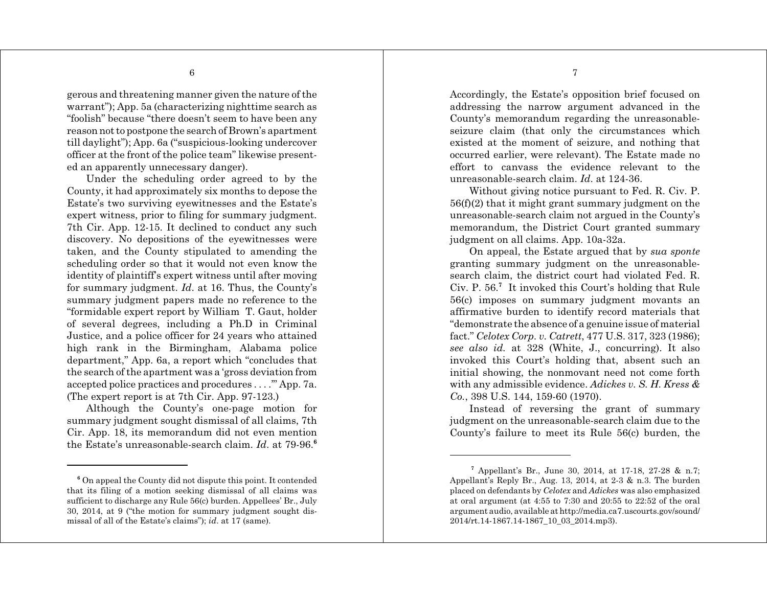gerous and threatening manner given the nature of the warrant"); App. 5a (characterizing nighttime search as "foolish" because "there doesn't seem to have been any reason not to postpone the search of Brown's apartment till daylight"); App. 6a ("suspicious-looking undercover officer at the front of the police team" likewise presented an apparently unnecessary danger).

Under the scheduling order agreed to by the County, it had approximately six months to depose the Estate's two surviving eyewitnesses and the Estate's expert witness, prior to filing for summary judgment. 7th Cir. App. 12-15. It declined to conduct any such discovery. No depositions of the eyewitnesses were taken, and the County stipulated to amending the scheduling order so that it would not even know the identity of plaintiff's expert witness until after moving for summary judgment. *Id*. at 16. Thus, the County's summary judgment papers made no reference to the "formidable expert report by William T. Gaut, holder of several degrees, including a Ph.D in Criminal Justice, and a police officer for 24 years who attained high rank in the Birmingham, Alabama police department," App. 6a, a report which "concludes that the search of the apartment was a 'gross deviation from accepted police practices and procedures . . . .'" App. 7a. (The expert report is at 7th Cir. App. 97-123.)

Although the County's one-page motion for summary judgment sought dismissal of all claims, 7th Cir. App. 18, its memorandum did not even mention the Estate's unreasonable-search claim. *Id*. at 79-96.[6]

[6] On appeal the County did not dispute this point. It contended that its filing of a motion seeking dismissal of all claims was sufficient to discharge any Rule 56(c) burden. Appellees' Br., July 30, 2014, at 9 ("the motion for summary judgment sought dismissal of all of the Estate's claims"); *id*. at 17 (same).

Accordingly, the Estate's opposition brief focused on addressing the narrow argument advanced in the County's memorandum regarding the unreasonable-seizure claim (that only the circumstances which existed at the moment of seizure, and nothing that occurred earlier, were relevant). The Estate made no effort to canvass the evidence relevant to the unreasonable-search claim. *Id*. at 124-36.

Without giving notice pursuant to Fed. R. Civ. P. 56(f)(2) that it might grant summary judgment on the unreasonable-search claim not argued in the County's memorandum, the District Court granted summary judgment on all claims. App. 10a-32a.

On appeal, the Estate argued that by *sua sponte* granting summary judgment on the unreasonable-search claim, the district court had violated Fed. R. Civ. P. 56.[7] It invoked this Court's holding that Rule 56(c) imposes on summary judgment movants an affirmative burden to identify record materials that "demonstrate the absence of a genuine issue of material fact." *Celotex Corp. v. Catrett*, 477 U.S. 317, 323 (1986); *see also id.* at 328 (White, J., concurring). It also invoked this Court's holding that, absent such an initial showing, the nonmovant need not come forth with any admissible evidence. *Adickes v. S. H. Kress & Co.*, 398 U.S. 144, 159-60 (1970).

Instead of reversing the grant of summary judgment on the unreasonable-search claim due to the County's failure to meet its Rule 56(c) burden, the

[7] Appellant's Br., June 30, 2014, at 17-18, 27-28 & n.7; Appellant's Reply Br., Aug. 13, 2014, at 2-3 & n.3. The burden placed on defendants by *Celotex* and *Adickes* was also emphasized at oral argument (at 4:55 to 7:30 and 20:55 to 22:52 of the oral argument audio, available at http://media.ca7.uscourts.gov/sound/2014/rt.14-1867.14-1867_10_03_2014.mp3).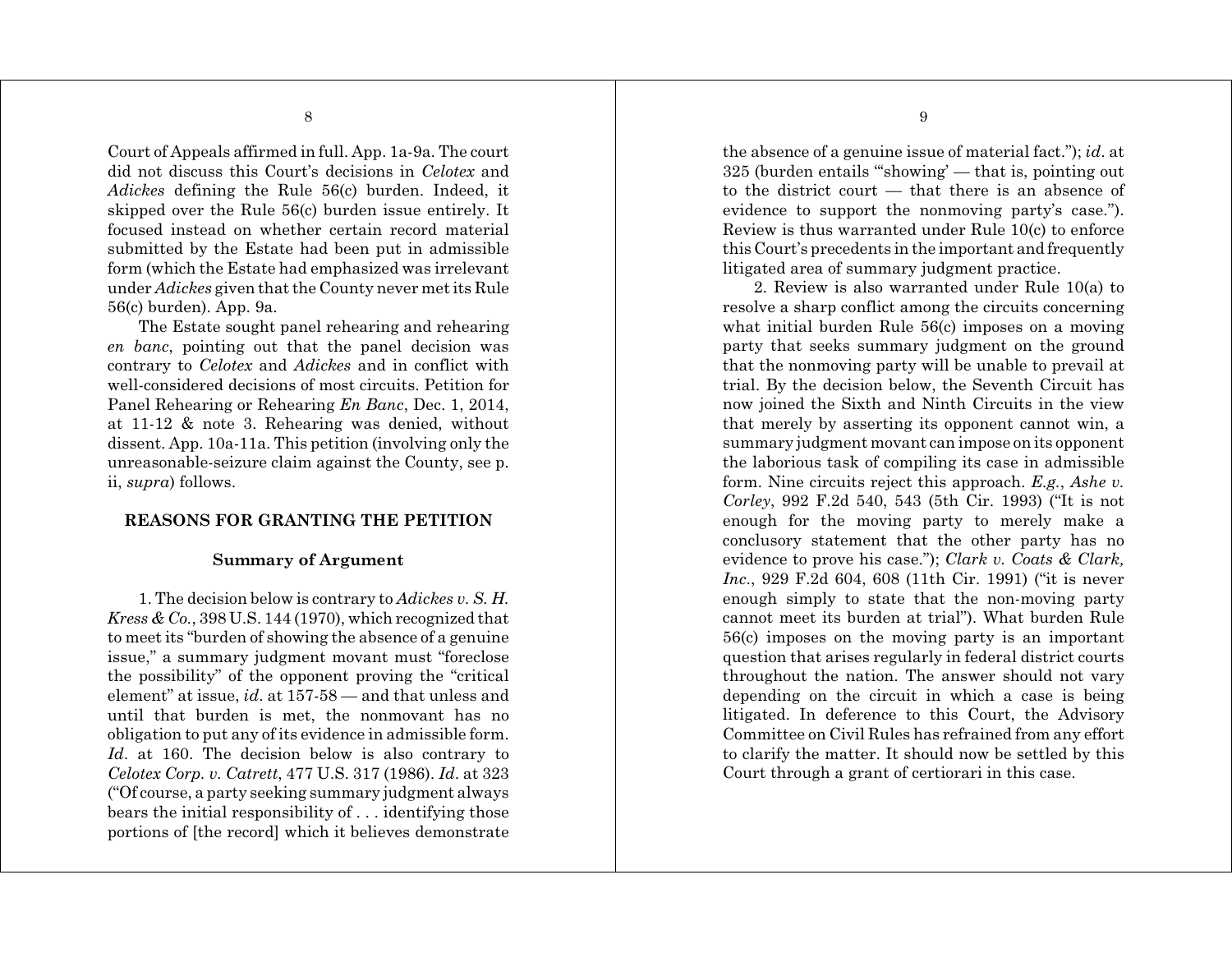Court of Appeals affirmed in full. App. 1a-9a. The court did not discuss this Court's decisions in *Celotex* and *Adickes* defining the Rule 56(c) burden. Indeed, it skipped over the Rule 56(c) burden issue entirely. It focused instead on whether certain record material submitted by the Estate had been put in admissible form (which the Estate had emphasized was irrelevant under *Adickes* given that the County never met its Rule 56(c) burden). App. 9a.

The Estate sought panel rehearing and rehearing *en banc*, pointing out that the panel decision was contrary to *Celotex* and *Adickes* and in conflict with well-considered decisions of most circuits. Petition for Panel Rehearing or Rehearing *En Banc*, Dec. 1, 2014, at 11-12 & note 3. Rehearing was denied, without dissent. App. 10a-11a. This petition (involving only the unreasonable-seizure claim against the County, see p. ii, *supra*) follows.

## REASONS FOR GRANTING THE PETITION

### Summary of Argument

1. The decision below is contrary to *Adickes v. S. H. Kress & Co.*, 398 U.S. 144 (1970), which recognized that to meet its "burden of showing the absence of a genuine issue," a summary judgment movant must "foreclose the possibility" of the opponent proving the "critical element" at issue, *id*. at 157-58 — and that unless and until that burden is met, the nonmovant has no obligation to put any of its evidence in admissible form. *Id*. at 160. The decision below is also contrary to *Celotex Corp. v. Catrett*, 477 U.S. 317 (1986). *Id*. at 323 ("Of course, a party seeking summary judgment always bears the initial responsibility of . . . identifying those portions of [the record] which it believes demonstrate the absence of a genuine issue of material fact."); *id*. at 325 (burden entails "'showing' — that is, pointing out to the district court — that there is an absence of evidence to support the nonmoving party's case."). Review is thus warranted under Rule 10(c) to enforce this Court's precedents in the important and frequently litigated area of summary judgment practice.

2. Review is also warranted under Rule 10(a) to resolve a sharp conflict among the circuits concerning what initial burden Rule 56(c) imposes on a moving party that seeks summary judgment on the ground that the nonmoving party will be unable to prevail at trial. By the decision below, the Seventh Circuit has now joined the Sixth and Ninth Circuits in the view that merely by asserting its opponent cannot win, a summary judgment movant can impose on its opponent the laborious task of compiling its case in admissible form. Nine circuits reject this approach. *E.g.*, *Ashe v. Corley*, 992 F.2d 540, 543 (5th Cir. 1993) ("It is not enough for the moving party to merely make a conclusory statement that the other party has no evidence to prove his case."); *Clark v. Coats & Clark, Inc*., 929 F.2d 604, 608 (11th Cir. 1991) ("it is never enough simply to state that the non-moving party cannot meet its burden at trial"). What burden Rule 56(c) imposes on the moving party is an important question that arises regularly in federal district courts throughout the nation. The answer should not vary depending on the circuit in which a case is being litigated. In deference to this Court, the Advisory Committee on Civil Rules has refrained from any effort to clarify the matter. It should now be settled by this Court through a grant of certiorari in this case.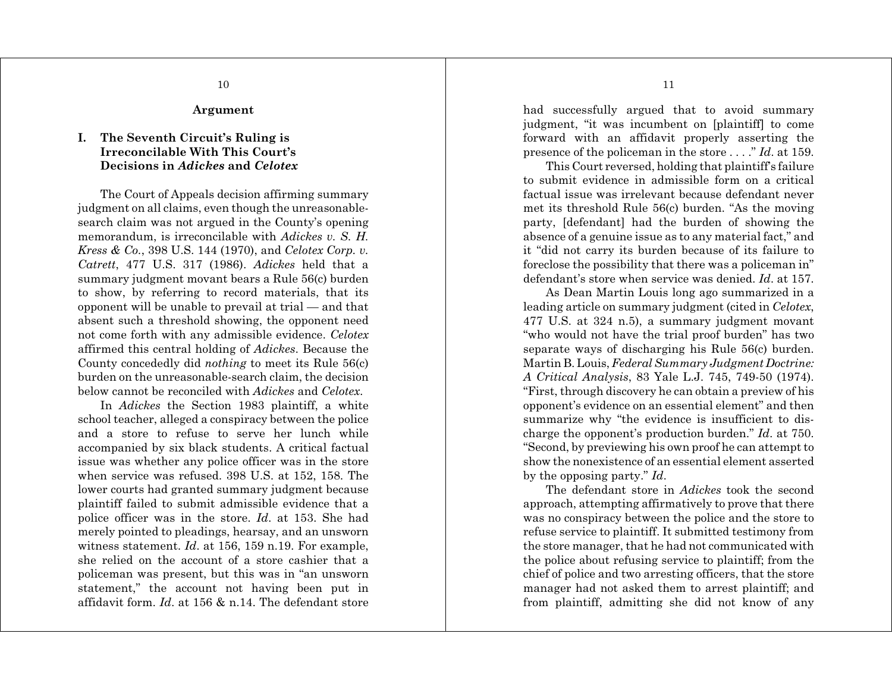## Argument

### I. The Seventh Circuit's Ruling is Irreconcilable With This Court's Decisions in *Adickes* and *Celotex*

The Court of Appeals decision affirming summary judgment on all claims, even though the unreasonable-search claim was not argued in the County's opening memorandum, is irreconcilable with *Adickes v. S. H. Kress & Co.*, 398 U.S. 144 (1970), and *Celotex Corp. v. Catrett*, 477 U.S. 317 (1986). *Adickes* held that a summary judgment movant bears a Rule 56(c) burden to show, by referring to record materials, that its opponent will be unable to prevail at trial — and that absent such a threshold showing, the opponent need not come forth with any admissible evidence. *Celotex* affirmed this central holding of *Adickes*. Because the County concededly did *nothing* to meet its Rule 56(c) burden on the unreasonable-search claim, the decision below cannot be reconciled with *Adickes* and *Celotex*.

In *Adickes* the Section 1983 plaintiff, a white school teacher, alleged a conspiracy between the police and a store to refuse to serve her lunch while accompanied by six black students. A critical factual issue was whether any police officer was in the store when service was refused. 398 U.S. at 152, 158. The lower courts had granted summary judgment because plaintiff failed to submit admissible evidence that a police officer was in the store. *Id*. at 153. She had merely pointed to pleadings, hearsay, and an unsworn witness statement. *Id*. at 156, 159 n.19. For example, she relied on the account of a store cashier that a policeman was present, but this was in "an unsworn statement," the account not having been put in affidavit form. *Id*. at 156 & n.14. The defendant store had successfully argued that to avoid summary judgment, "it was incumbent on [plaintiff] to come forward with an affidavit properly asserting the presence of the policeman in the store . . . ." *Id*. at 159.

This Court reversed, holding that plaintiff's failure to submit evidence in admissible form on a critical factual issue was irrelevant because defendant never met its threshold Rule 56(c) burden. "As the moving party, [defendant] had the burden of showing the absence of a genuine issue as to any material fact," and it "did not carry its burden because of its failure to foreclose the possibility that there was a policeman in" defendant's store when service was denied. *Id*. at 157.

As Dean Martin Louis long ago summarized in a leading article on summary judgment (cited in *Celotex*, 477 U.S. at 324 n.5), a summary judgment movant "who would not have the trial proof burden" has two separate ways of discharging his Rule 56(c) burden. Martin B. Louis, *Federal Summary Judgment Doctrine: A Critical Analysis*, 83 Yale L.J. 745, 749-50 (1974). "First, through discovery he can obtain a preview of his opponent's evidence on an essential element" and then summarize why "the evidence is insufficient to discharge the opponent's production burden." *Id*. at 750. "Second, by previewing his own proof he can attempt to show the nonexistence of an essential element asserted by the opposing party." *Id*.

The defendant store in *Adickes* took the second approach, attempting affirmatively to prove that there was no conspiracy between the police and the store to refuse service to plaintiff. It submitted testimony from the store manager, that he had not communicated with the police about refusing service to plaintiff; from the chief of police and two arresting officers, that the store manager had not asked them to arrest plaintiff; and from plaintiff, admitting she did not know of any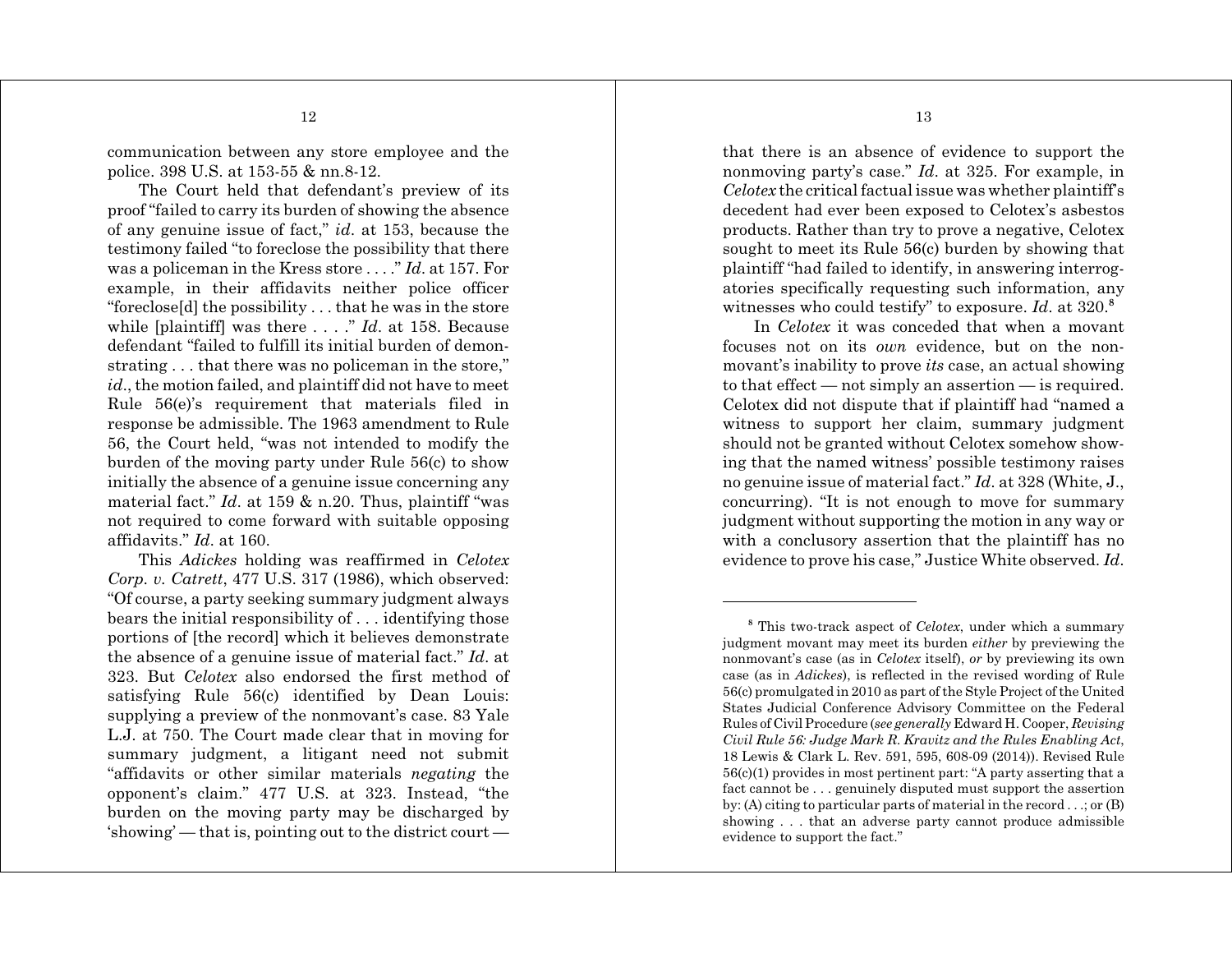communication between any store employee and the police. 398 U.S. at 153-55 & nn.8-12.

The Court held that defendant's preview of its proof "failed to carry its burden of showing the absence of any genuine issue of fact," *id*. at 153, because the testimony failed "to foreclose the possibility that there was a policeman in the Kress store . . . ." *Id*. at 157. For example, in their affidavits neither police officer "foreclose[d] the possibility . . . that he was in the store while [plaintiff] was there . . . ." *Id*. at 158. Because defendant "failed to fulfill its initial burden of demonstrating . . . that there was no policeman in the store," *id*., the motion failed, and plaintiff did not have to meet Rule 56(e)'s requirement that materials filed in response be admissible. The 1963 amendment to Rule 56, the Court held, "was not intended to modify the burden of the moving party under Rule 56(c) to show initially the absence of a genuine issue concerning any material fact." *Id*. at 159 & n.20. Thus, plaintiff "was not required to come forward with suitable opposing affidavits." *Id*. at 160.

This *Adickes* holding was reaffirmed in *Celotex Corp. v. Catrett*, 477 U.S. 317 (1986), which observed: "Of course, a party seeking summary judgment always bears the initial responsibility of . . . identifying those portions of [the record] which it believes demonstrate the absence of a genuine issue of material fact." *Id*. at 323. But *Celotex* also endorsed the first method of satisfying Rule 56(c) identified by Dean Louis: supplying a preview of the nonmovant's case. 83 Yale L.J. at 750. The Court made clear that in moving for summary judgment, a litigant need not submit "affidavits or other similar materials *negating* the opponent's claim." 477 U.S. at 323. Instead, "the burden on the moving party may be discharged by 'showing' — that is, pointing out to the district court — that there is an absence of evidence to support the nonmoving party's case." *Id*. at 325. For example, in *Celotex* the critical factual issue was whether plaintiff's decedent had ever been exposed to Celotex's asbestos products. Rather than try to prove a negative, Celotex sought to meet its Rule 56(c) burden by showing that plaintiff "had failed to identify, in answering interrogatories specifically requesting such information, any witnesses who could testify" to exposure. *Id*. at 320.[8]

In *Celotex* it was conceded that when a movant focuses not on its *own* evidence, but on the nonmovant's inability to prove *its* case, an actual showing to that effect — not simply an assertion — is required. Celotex did not dispute that if plaintiff had "named a witness to support her claim, summary judgment should not be granted without Celotex somehow showing that the named witness' possible testimony raises no genuine issue of material fact." *Id*. at 328 (White, J., concurring). "It is not enough to move for summary judgment without supporting the motion in any way or with a conclusory assertion that the plaintiff has no evidence to prove his case," Justice White observed. *Id*.

---

[8] This two-track aspect of *Celotex*, under which a summary judgment movant may meet its burden *either* by previewing the nonmovant's case (as in *Celotex* itself), *or* by previewing its own case (as in *Adickes*), is reflected in the revised wording of Rule 56(c) promulgated in 2010 as part of the Style Project of the United States Judicial Conference Advisory Committee on the Federal Rules of Civil Procedure (*see generally* Edward H. Cooper, *Revising Civil Rule 56: Judge Mark R. Kravitz and the Rules Enabling Act*, 18 Lewis & Clark L. Rev. 591, 595, 608-09 (2014)). Revised Rule 56(c)(1) provides in most pertinent part: "A party asserting that a fact cannot be . . . genuinely disputed must support the assertion by: (A) citing to particular parts of material in the record . . .; or (B) showing . . . that an adverse party cannot produce admissible evidence to support the fact."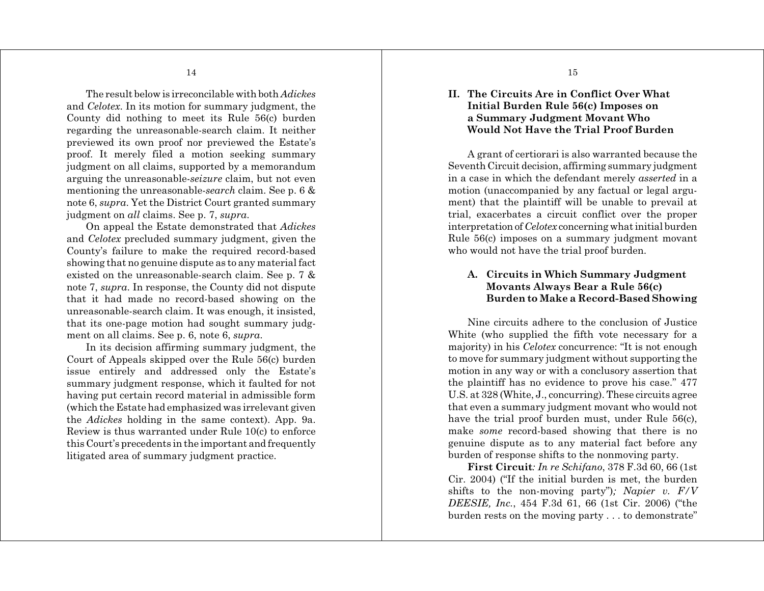The result below is irreconcilable with both *Adickes* and *Celotex*. In its motion for summary judgment, the County did nothing to meet its Rule 56(c) burden regarding the unreasonable-search claim. It neither previewed its own proof nor previewed the Estate's proof. It merely filed a motion seeking summary judgment on all claims, supported by a memorandum arguing the unreasonable-*seizure* claim, but not even mentioning the unreasonable-*search* claim. See p. 6 & note 6, *supra*. Yet the District Court granted summary judgment on *all* claims. See p. 7, *supra*.

On appeal the Estate demonstrated that *Adickes* and *Celotex* precluded summary judgment, given the County's failure to make the required record-based showing that no genuine dispute as to any material fact existed on the unreasonable-search claim. See p. 7 & note 7, *supra*. In response, the County did not dispute that it had made no record-based showing on the unreasonable-search claim. It was enough, it insisted, that its one-page motion had sought summary judgment on all claims. See p. 6, note 6, *supra*.

In its decision affirming summary judgment, the Court of Appeals skipped over the Rule 56(c) burden issue entirely and addressed only the Estate's summary judgment response, which it faulted for not having put certain record material in admissible form (which the Estate had emphasized was irrelevant given the *Adickes* holding in the same context). App. 9a. Review is thus warranted under Rule 10(c) to enforce this Court's precedents in the important and frequently litigated area of summary judgment practice.

## II. The Circuits Are in Conflict Over What Initial Burden Rule 56(c) Imposes on a Summary Judgment Movant Who Would Not Have the Trial Proof Burden

A grant of certiorari is also warranted because the Seventh Circuit decision, affirming summary judgment in a case in which the defendant merely *asserted* in a motion (unaccompanied by any factual or legal argument) that the plaintiff will be unable to prevail at trial, exacerbates a circuit conflict over the proper interpretation of *Celotex* concerning what initial burden Rule 56(c) imposes on a summary judgment movant who would not have the trial proof burden.

### A. Circuits in Which Summary Judgment Movants Always Bear a Rule 56(c) Burden to Make a Record-Based Showing

Nine circuits adhere to the conclusion of Justice White (who supplied the fifth vote necessary for a majority) in his *Celotex* concurrence: "It is not enough to move for summary judgment without supporting the motion in any way or with a conclusory assertion that the plaintiff has no evidence to prove his case." 477 U.S. at 328 (White, J., concurring). These circuits agree that even a summary judgment movant who would not have the trial proof burden must, under Rule 56(c), make *some* record-based showing that there is no genuine dispute as to any material fact before any burden of response shifts to the nonmoving party.

**First Circuit***: In re Schifano*, 378 F.3d 60, 66 (1st Cir. 2004) ("If the initial burden is met, the burden shifts to the non-moving party")*; Napier v. F/V DEESIE, Inc.*, 454 F.3d 61, 66 (1st Cir. 2006) ("the burden rests on the moving party . . . to demonstrate"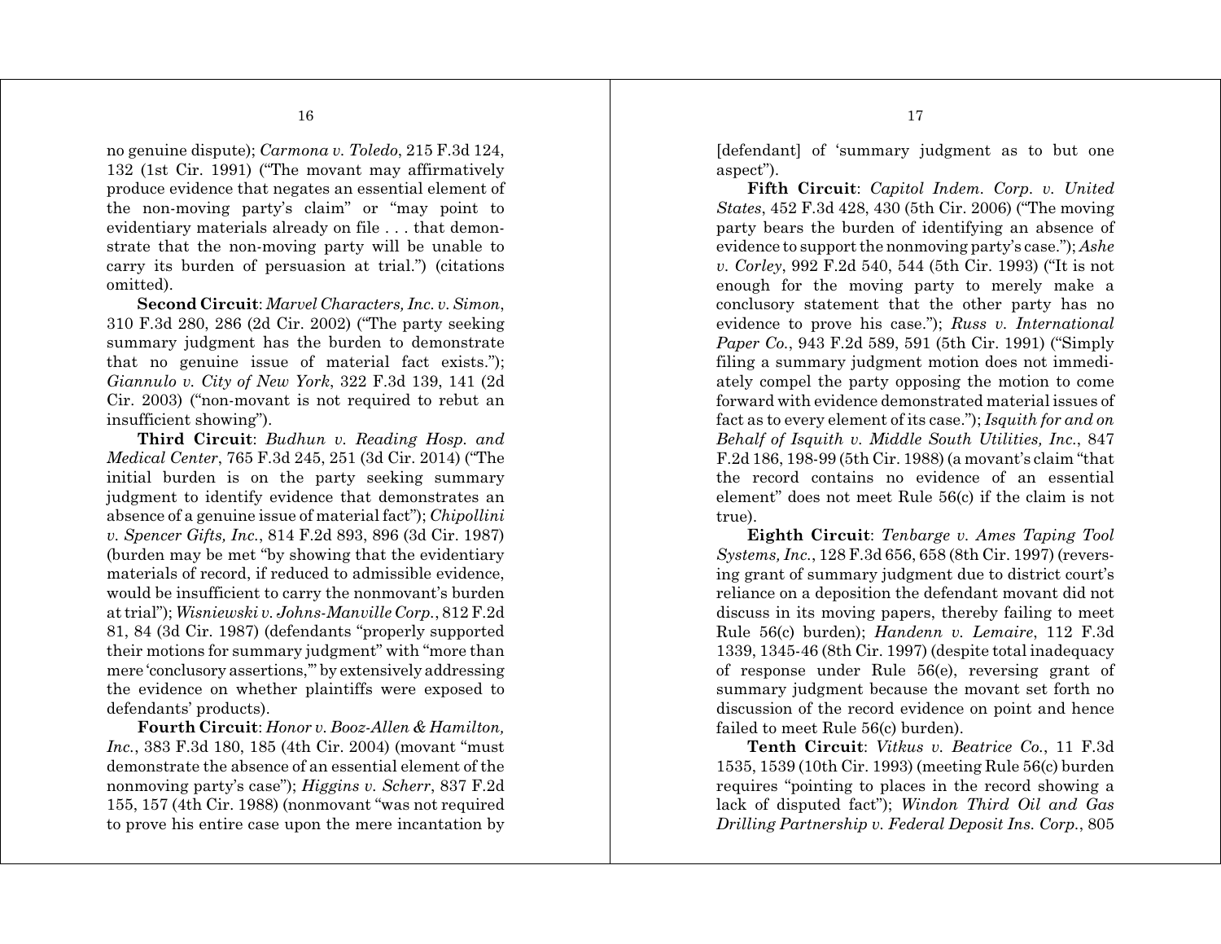no genuine dispute); *Carmona v. Toledo*, 215 F.3d 124, 132 (1st Cir. 1991) ("The movant may affirmatively produce evidence that negates an essential element of the non-moving party's claim" or "may point to evidentiary materials already on file . . . that demonstrate that the non-moving party will be unable to carry its burden of persuasion at trial.") (citations omitted).

**Second Circuit**: *Marvel Characters, Inc. v. Simon*, 310 F.3d 280, 286 (2d Cir. 2002) ("The party seeking summary judgment has the burden to demonstrate that no genuine issue of material fact exists."); *Giannulo v. City of New York*, 322 F.3d 139, 141 (2d Cir. 2003) ("non-movant is not required to rebut an insufficient showing").

**Third Circuit**: *Budhun v. Reading Hosp. and Medical Center*, 765 F.3d 245, 251 (3d Cir. 2014) ("The initial burden is on the party seeking summary judgment to identify evidence that demonstrates an absence of a genuine issue of material fact"); *Chipollini v. Spencer Gifts, Inc.*, 814 F.2d 893, 896 (3d Cir. 1987) (burden may be met "by showing that the evidentiary materials of record, if reduced to admissible evidence, would be insufficient to carry the nonmovant's burden at trial"); *Wisniewski v. Johns-Manville Corp.*, 812 F.2d 81, 84 (3d Cir. 1987) (defendants "properly supported their motions for summary judgment" with "more than mere 'conclusory assertions,'" by extensively addressing the evidence on whether plaintiffs were exposed to defendants' products).

**Fourth Circuit**: *Honor v. Booz-Allen & Hamilton, Inc.*, 383 F.3d 180, 185 (4th Cir. 2004) (movant "must demonstrate the absence of an essential element of the nonmoving party's case"); *Higgins v. Scherr*, 837 F.2d 155, 157 (4th Cir. 1988) (nonmovant "was not required to prove his entire case upon the mere incantation by [defendant] of 'summary judgment as to but one aspect").

**Fifth Circuit**: *Capitol Indem. Corp. v. United States*, 452 F.3d 428, 430 (5th Cir. 2006) ("The moving party bears the burden of identifying an absence of evidence to support the nonmoving party's case."); *Ashe v. Corley*, 992 F.2d 540, 544 (5th Cir. 1993) ("It is not enough for the moving party to merely make a conclusory statement that the other party has no evidence to prove his case."); *Russ v. International Paper Co.*, 943 F.2d 589, 591 (5th Cir. 1991) ("Simply filing a summary judgment motion does not immediately compel the party opposing the motion to come forward with evidence demonstrated material issues of fact as to every element of its case."); *Isquith for and on Behalf of Isquith v. Middle South Utilities, Inc.*, 847 F.2d 186, 198-99 (5th Cir. 1988) (a movant's claim "that the record contains no evidence of an essential element" does not meet Rule 56(c) if the claim is not true).

**Eighth Circuit**: *Tenbarge v. Ames Taping Tool Systems, Inc.*, 128 F.3d 656, 658 (8th Cir. 1997) (reversing grant of summary judgment due to district court's reliance on a deposition the defendant movant did not discuss in its moving papers, thereby failing to meet Rule 56(c) burden); *Handenn v. Lemaire*, 112 F.3d 1339, 1345-46 (8th Cir. 1997) (despite total inadequacy of response under Rule 56(e), reversing grant of summary judgment because the movant set forth no discussion of the record evidence on point and hence failed to meet Rule 56(c) burden).

**Tenth Circuit**: *Vitkus v. Beatrice Co.*, 11 F.3d 1535, 1539 (10th Cir. 1993) (meeting Rule 56(c) burden requires "pointing to places in the record showing a lack of disputed fact"); *Windon Third Oil and Gas Drilling Partnership v. Federal Deposit Ins. Corp.*, 805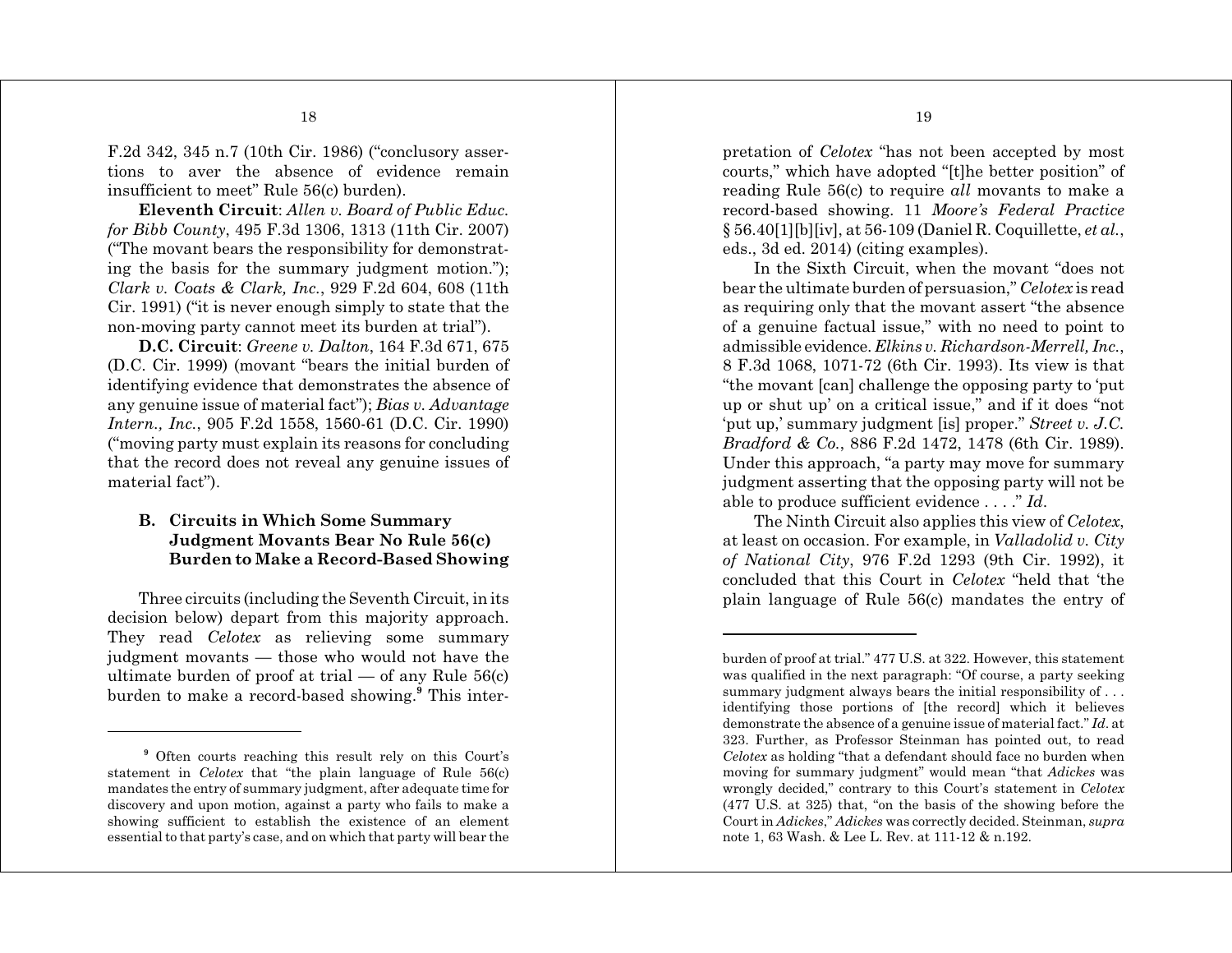F.2d 342, 345 n.7 (10th Cir. 1986) ("conclusory assertions to aver the absence of evidence remain insufficient to meet" Rule 56(c) burden).

**Eleventh Circuit**: *Allen v. Board of Public Educ. for Bibb County*, 495 F.3d 1306, 1313 (11th Cir. 2007) ("The movant bears the responsibility for demonstrating the basis for the summary judgment motion."); *Clark v. Coats & Clark, Inc.*, 929 F.2d 604, 608 (11th Cir. 1991) ("it is never enough simply to state that the non-moving party cannot meet its burden at trial").

**D.C. Circuit**: *Greene v. Dalton*, 164 F.3d 671, 675 (D.C. Cir. 1999) (movant "bears the initial burden of identifying evidence that demonstrates the absence of any genuine issue of material fact"); *Bias v. Advantage Intern., Inc.*, 905 F.2d 1558, 1560-61 (D.C. Cir. 1990) ("moving party must explain its reasons for concluding that the record does not reveal any genuine issues of material fact").

## B. Circuits in Which Some Summary Judgment Movants Bear No Rule 56(c) Burden to Make a Record-Based Showing

Three circuits (including the Seventh Circuit, in its decision below) depart from this majority approach. They read *Celotex* as relieving some summary judgment movants — those who would not have the ultimate burden of proof at trial — of any Rule 56(c) burden to make a record-based showing.[9] This interpretation of *Celotex* "has not been accepted by most courts," which have adopted "[t]he better position" of reading Rule 56(c) to require *all* movants to make a record-based showing. 11 *Moore's Federal Practice* § 56.40[1][b][iv], at 56-109 (Daniel R. Coquillette, *et al.*, eds., 3d ed. 2014) (citing examples).

In the Sixth Circuit, when the movant "does not bear the ultimate burden of persuasion," *Celotex* is read as requiring only that the movant assert "the absence of a genuine factual issue," with no need to point to admissible evidence. *Elkins v. Richardson-Merrell, Inc.*, 8 F.3d 1068, 1071-72 (6th Cir. 1993). Its view is that "the movant [can] challenge the opposing party to 'put up or shut up' on a critical issue," and if it does "not 'put up,' summary judgment [is] proper." *Street v. J.C. Bradford & Co.*, 886 F.2d 1472, 1478 (6th Cir. 1989). Under this approach, "a party may move for summary judgment asserting that the opposing party will not be able to produce sufficient evidence . . . ." *Id*.

The Ninth Circuit also applies this view of *Celotex*, at least on occasion. For example, in *Valladolid v. City of National City*, 976 F.2d 1293 (9th Cir. 1992), it concluded that this Court in *Celotex* "held that 'the plain language of Rule 56(c) mandates the entry of

---

[9] Often courts reaching this result rely on this Court's statement in *Celotex* that "the plain language of Rule 56(c) mandates the entry of summary judgment, after adequate time for discovery and upon motion, against a party who fails to make a showing sufficient to establish the existence of an element essential to that party's case, and on which that party will bear the burden of proof at trial." 477 U.S. at 322. However, this statement was qualified in the next paragraph: "Of course, a party seeking summary judgment always bears the initial responsibility of . . . identifying those portions of [the record] which it believes demonstrate the absence of a genuine issue of material fact." *Id*. at 323. Further, as Professor Steinman has pointed out, to read *Celotex* as holding "that a defendant should face no burden when moving for summary judgment" would mean "that *Adickes* was wrongly decided," contrary to this Court's statement in *Celotex* (477 U.S. at 325) that, "on the basis of the showing before the Court in *Adickes*," *Adickes* was correctly decided. Steinman, *supra* note 1, 63 Wash. & Lee L. Rev. at 111-12 & n.192.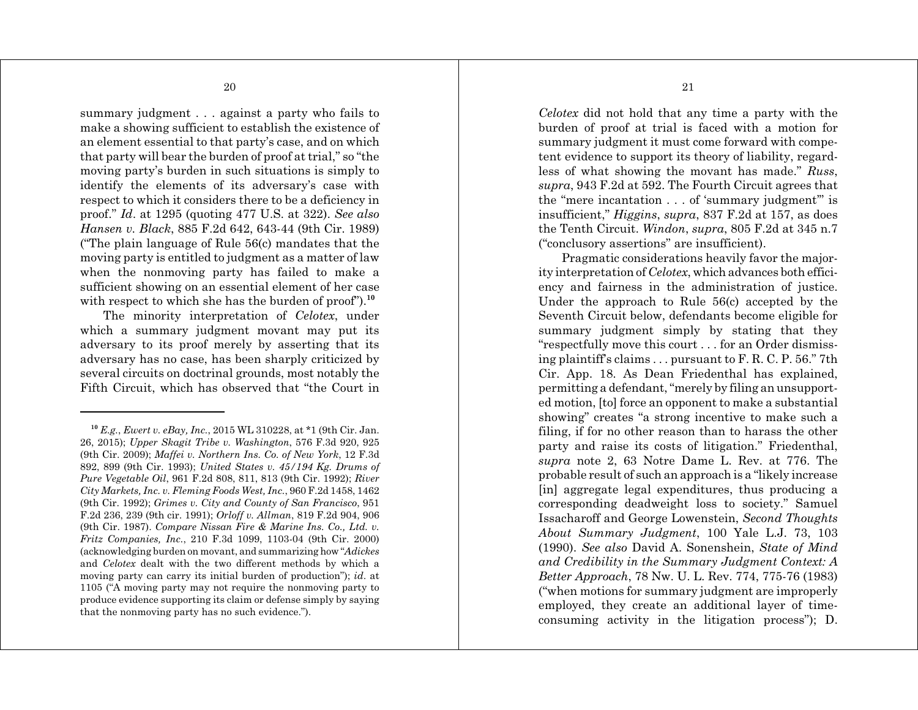summary judgment . . . against a party who fails to make a showing sufficient to establish the existence of an element essential to that party's case, and on which that party will bear the burden of proof at trial," so "the moving party's burden in such situations is simply to identify the elements of its adversary's case with respect to which it considers there to be a deficiency in proof." *Id*. at 1295 (quoting 477 U.S. at 322). *See also Hansen v. Black*, 885 F.2d 642, 643-44 (9th Cir. 1989) ("The plain language of Rule 56(c) mandates that the moving party is entitled to judgment as a matter of law when the nonmoving party has failed to make a sufficient showing on an essential element of her case with respect to which she has the burden of proof").[10]

The minority interpretation of *Celotex*, under which a summary judgment movant may put its adversary to its proof merely by asserting that its adversary has no case, has been sharply criticized by several circuits on doctrinal grounds, most notably the Fifth Circuit, which has observed that "the Court in *Celotex* did not hold that any time a party with the burden of proof at trial is faced with a motion for summary judgment it must come forward with competent evidence to support its theory of liability, regardless of what showing the movant has made." *Russ*, *supra*, 943 F.2d at 592. The Fourth Circuit agrees that the "mere incantation . . . of 'summary judgment'" is insufficient," *Higgins*, *supra*, 837 F.2d at 157, as does the Tenth Circuit. *Windon*, *supra*, 805 F.2d at 345 n.7 ("conclusory assertions" are insufficient).

Pragmatic considerations heavily favor the majority interpretation of *Celotex*, which advances both efficiency and fairness in the administration of justice. Under the approach to Rule 56(c) accepted by the Seventh Circuit below, defendants become eligible for summary judgment simply by stating that they "respectfully move this court . . . for an Order dismissing plaintiff's claims . . . pursuant to F. R. C. P. 56." 7th Cir. App. 18. As Dean Friedenthal has explained, permitting a defendant, "merely by filing an unsupported motion, [to] force an opponent to make a substantial showing" creates "a strong incentive to make such a filing, if for no other reason than to harass the other party and raise its costs of litigation." Friedenthal, *supra* note 2, 63 Notre Dame L. Rev. at 776. The probable result of such an approach is a "likely increase [in] aggregate legal expenditures, thus producing a corresponding deadweight loss to society." Samuel Issacharoff and George Lowenstein, *Second Thoughts About Summary Judgment*, 100 Yale L.J. 73, 103 (1990). *See also* David A. Sonenshein, *State of Mind and Credibility in the Summary Judgment Context: A Better Approach*, 78 Nw. U. L. Rev. 774, 775-76 (1983) ("when motions for summary judgment are improperly employed, they create an additional layer of time-consuming activity in the litigation process"); D.

---

[10] *E.g.*, *Ewert v. eBay, Inc.*, 2015 WL 310228, at *1 (9th Cir. Jan. 26, 2015); *Upper Skagit Tribe v. Washington*, 576 F.3d 920, 925 (9th Cir. 2009); *Maffei v. Northern Ins. Co. of New York*, 12 F.3d 892, 899 (9th Cir. 1993); *United States v. 45/194 Kg. Drums of Pure Vegetable Oil*, 961 F.2d 808, 811, 813 (9th Cir. 1992); *River City Markets, Inc. v. Fleming Foods West, Inc.*, 960 F.2d 1458, 1462 (9th Cir. 1992); *Grimes v. City and County of San Francisco*, 951 F.2d 236, 239 (9th cir. 1991); *Orloff v. Allman*, 819 F.2d 904, 906 (9th Cir. 1987). *Compare Nissan Fire & Marine Ins. Co., Ltd. v. Fritz Companies, Inc.*, 210 F.3d 1099, 1103-04 (9th Cir. 2000) (acknowledging burden on movant, and summarizing how "*Adickes* and *Celotex* dealt with the two different methods by which a moving party can carry its initial burden of production"); *id*. at 1105 ("A moving party may not require the nonmoving party to produce evidence supporting its claim or defense simply by saying that the nonmoving party has no such evidence.").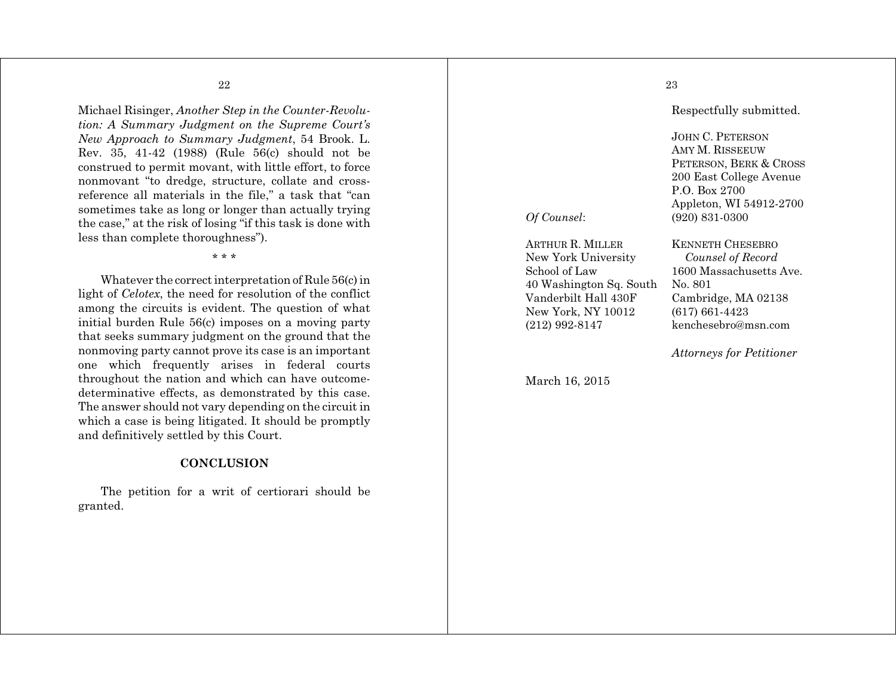Michael Risinger, *Another Step in the Counter-Revolution: A Summary Judgment on the Supreme Court's New Approach to Summary Judgment*, 54 Brook. L. Rev. 35, 41-42 (1988) (Rule 56(c) should not be construed to permit movant, with little effort, to force nonmovant "to dredge, structure, collate and cross-reference all materials in the file," a task that "can sometimes take as long or longer than actually trying the case," at the risk of losing "if this task is done with less than complete thoroughness").

\* \* \*

Whatever the correct interpretation of Rule 56(c) in light of *Celotex*, the need for resolution of the conflict among the circuits is evident. The question of what initial burden Rule 56(c) imposes on a moving party that seeks summary judgment on the ground that the nonmoving party cannot prove its case is an important one which frequently arises in federal courts throughout the nation and which can have outcome-determinative effects, as demonstrated by this case. The answer should not vary depending on the circuit in which a case is being litigated. It should be promptly and definitively settled by this Court.

## CONCLUSION

The petition for a writ of certiorari should be granted.

Respectfully submitted.

JOHN C. PETERSON
AMY M. RISSEEUW
PETERSON, BERK & CROSS
200 East College Avenue
P.O. Box 2700
Appleton, WI 54912-2700
(920) 831-0300

KENNETH CHESEBRO
*Counsel of Record*
1600 Massachusetts Ave.
No. 801
Cambridge, MA 02138
(617) 661-4423
kenchesebro@msn.com

*Attorneys for Petitioner*

*Of Counsel*:

ARTHUR R. MILLER
New York University
School of Law
40 Washington Sq. South
Vanderbilt Hall 430F
New York, NY 10012
(212) 992-8147

March 16, 2015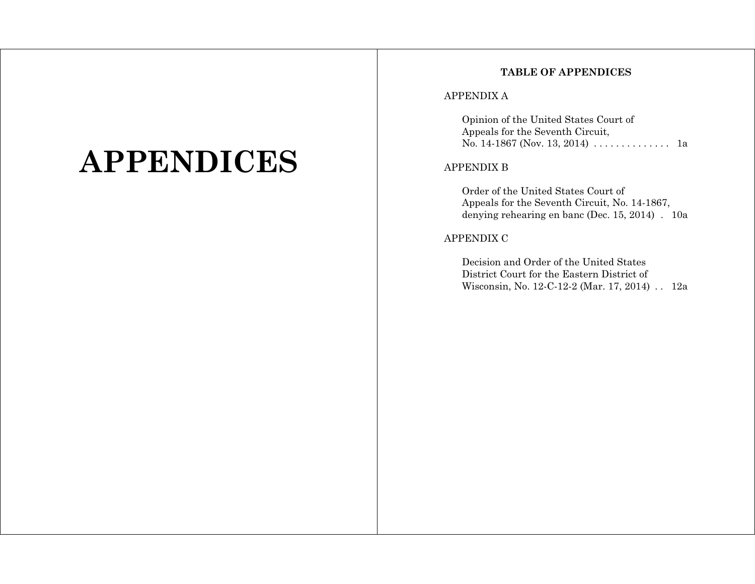# APPENDICES

## TABLE OF APPENDICES

APPENDIX A

Opinion of the United States Court of Appeals for the Seventh Circuit, No. 14-1867 (Nov. 13, 2014) . . . . . . . . . . . . . . 1a

APPENDIX B

Order of the United States Court of Appeals for the Seventh Circuit, No. 14-1867, denying rehearing en banc (Dec. 15, 2014) . 10a

APPENDIX C

Decision and Order of the United States District Court for the Eastern District of Wisconsin, No. 12-C-12-2 (Mar. 17, 2014) . . 12a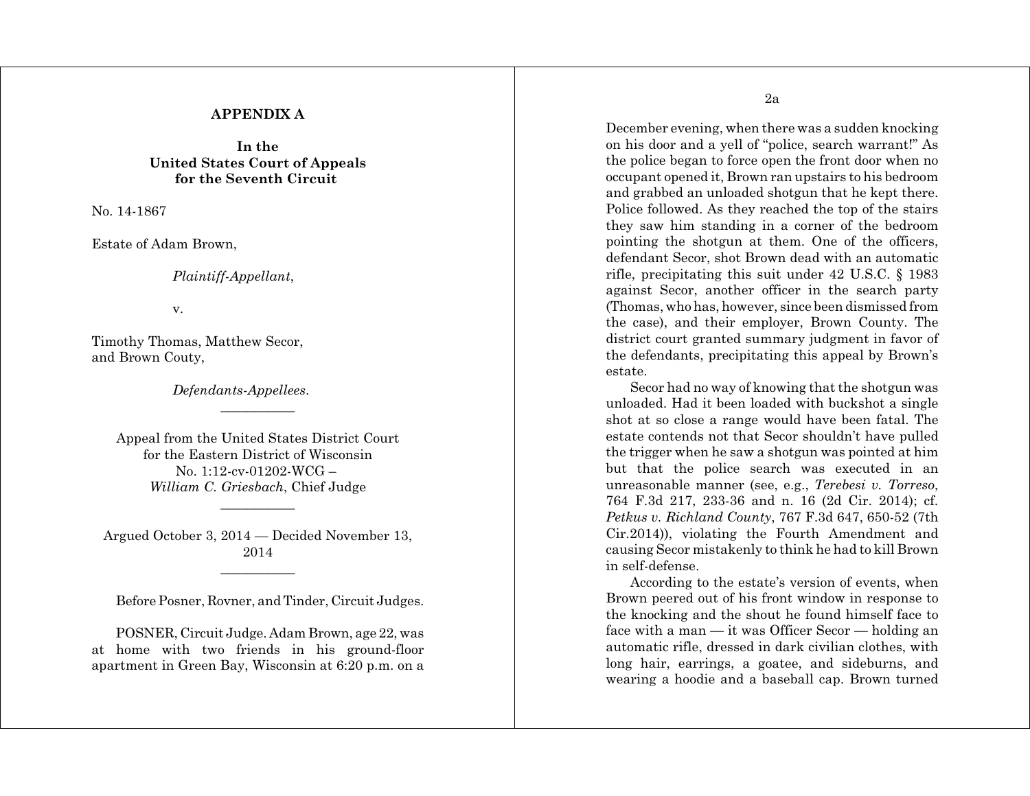**APPENDIX A**

**In the**
**United States Court of Appeals**
**for the Seventh Circuit**

No. 14-1867

Estate of Adam Brown,

*Plaintiff-Appellant*,

v.

Timothy Thomas, Matthew Secor,
and Brown Couty,

*Defendants-Appellees*.

---

Appeal from the United States District Court
for the Eastern District of Wisconsin
No. 1:12-cv-01202-WCG –
*William C. Griesbach*, Chief Judge

---

Argued October 3, 2014 — Decided November 13, 2014

---

Before Posner, Rovner, and Tinder, Circuit Judges.

POSNER, Circuit Judge. Adam Brown, age 22, was at home with two friends in his ground-floor apartment in Green Bay, Wisconsin at 6:20 p.m. on a December evening, when there was a sudden knocking on his door and a yell of "police, search warrant!" As the police began to force open the front door when no occupant opened it, Brown ran upstairs to his bedroom and grabbed an unloaded shotgun that he kept there. Police followed. As they reached the top of the stairs they saw him standing in a corner of the bedroom pointing the shotgun at them. One of the officers, defendant Secor, shot Brown dead with an automatic rifle, precipitating this suit under 42 U.S.C. § 1983 against Secor, another officer in the search party (Thomas, who has, however, since been dismissed from the case), and their employer, Brown County. The district court granted summary judgment in favor of the defendants, precipitating this appeal by Brown's estate.

Secor had no way of knowing that the shotgun was unloaded. Had it been loaded with buckshot a single shot at so close a range would have been fatal. The estate contends not that Secor shouldn't have pulled the trigger when he saw a shotgun was pointed at him but that the police search was executed in an unreasonable manner (see, e.g., *Terebesi v. Torreso*, 764 F.3d 217, 233-36 and n. 16 (2d Cir. 2014); cf. *Petkus v. Richland County*, 767 F.3d 647, 650-52 (7th Cir.2014)), violating the Fourth Amendment and causing Secor mistakenly to think he had to kill Brown in self-defense.

According to the estate's version of events, when Brown peered out of his front window in response to the knocking and the shout he found himself face to face with a man — it was Officer Secor — holding an automatic rifle, dressed in dark civilian clothes, with long hair, earrings, a goatee, and sideburns, and wearing a hoodie and a baseball cap. Brown turned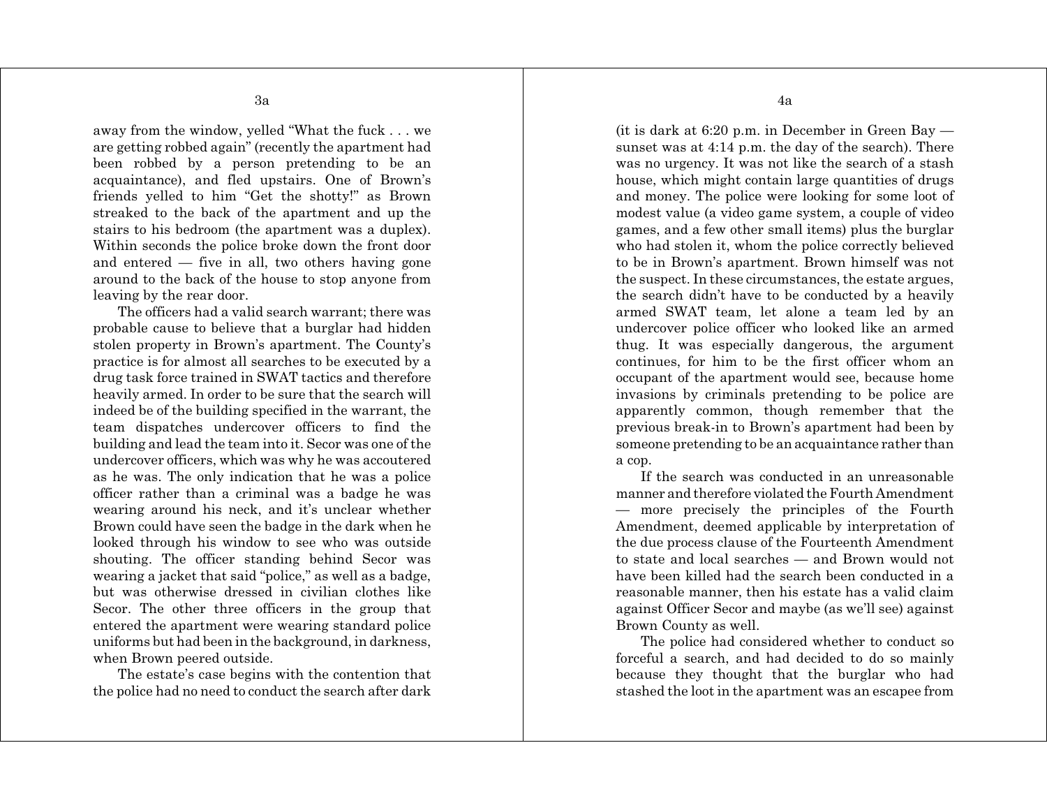away from the window, yelled "What the fuck . . . we are getting robbed again" (recently the apartment had been robbed by a person pretending to be an acquaintance), and fled upstairs. One of Brown's friends yelled to him "Get the shotty!" as Brown streaked to the back of the apartment and up the stairs to his bedroom (the apartment was a duplex). Within seconds the police broke down the front door and entered — five in all, two others having gone around to the back of the house to stop anyone from leaving by the rear door.

The officers had a valid search warrant; there was probable cause to believe that a burglar had hidden stolen property in Brown's apartment. The County's practice is for almost all searches to be executed by a drug task force trained in SWAT tactics and therefore heavily armed. In order to be sure that the search will indeed be of the building specified in the warrant, the team dispatches undercover officers to find the building and lead the team into it. Secor was one of the undercover officers, which was why he was accoutered as he was. The only indication that he was a police officer rather than a criminal was a badge he was wearing around his neck, and it's unclear whether Brown could have seen the badge in the dark when he looked through his window to see who was outside shouting. The officer standing behind Secor was wearing a jacket that said "police," as well as a badge, but was otherwise dressed in civilian clothes like Secor. The other three officers in the group that entered the apartment were wearing standard police uniforms but had been in the background, in darkness, when Brown peered outside.

The estate's case begins with the contention that the police had no need to conduct the search after dark (it is dark at 6:20 p.m. in December in Green Bay — sunset was at 4:14 p.m. the day of the search). There was no urgency. It was not like the search of a stash house, which might contain large quantities of drugs and money. The police were looking for some loot of modest value (a video game system, a couple of video games, and a few other small items) plus the burglar who had stolen it, whom the police correctly believed to be in Brown's apartment. Brown himself was not the suspect. In these circumstances, the estate argues, the search didn't have to be conducted by a heavily armed SWAT team, let alone a team led by an undercover police officer who looked like an armed thug. It was especially dangerous, the argument continues, for him to be the first officer whom an occupant of the apartment would see, because home invasions by criminals pretending to be police are apparently common, though remember that the previous break-in to Brown's apartment had been by someone pretending to be an acquaintance rather than a cop.

If the search was conducted in an unreasonable manner and therefore violated the Fourth Amendment — more precisely the principles of the Fourth Amendment, deemed applicable by interpretation of the due process clause of the Fourteenth Amendment to state and local searches — and Brown would not have been killed had the search been conducted in a reasonable manner, then his estate has a valid claim against Officer Secor and maybe (as we'll see) against Brown County as well.

The police had considered whether to conduct so forceful a search, and had decided to do so mainly because they thought that the burglar who had stashed the loot in the apartment was an escapee from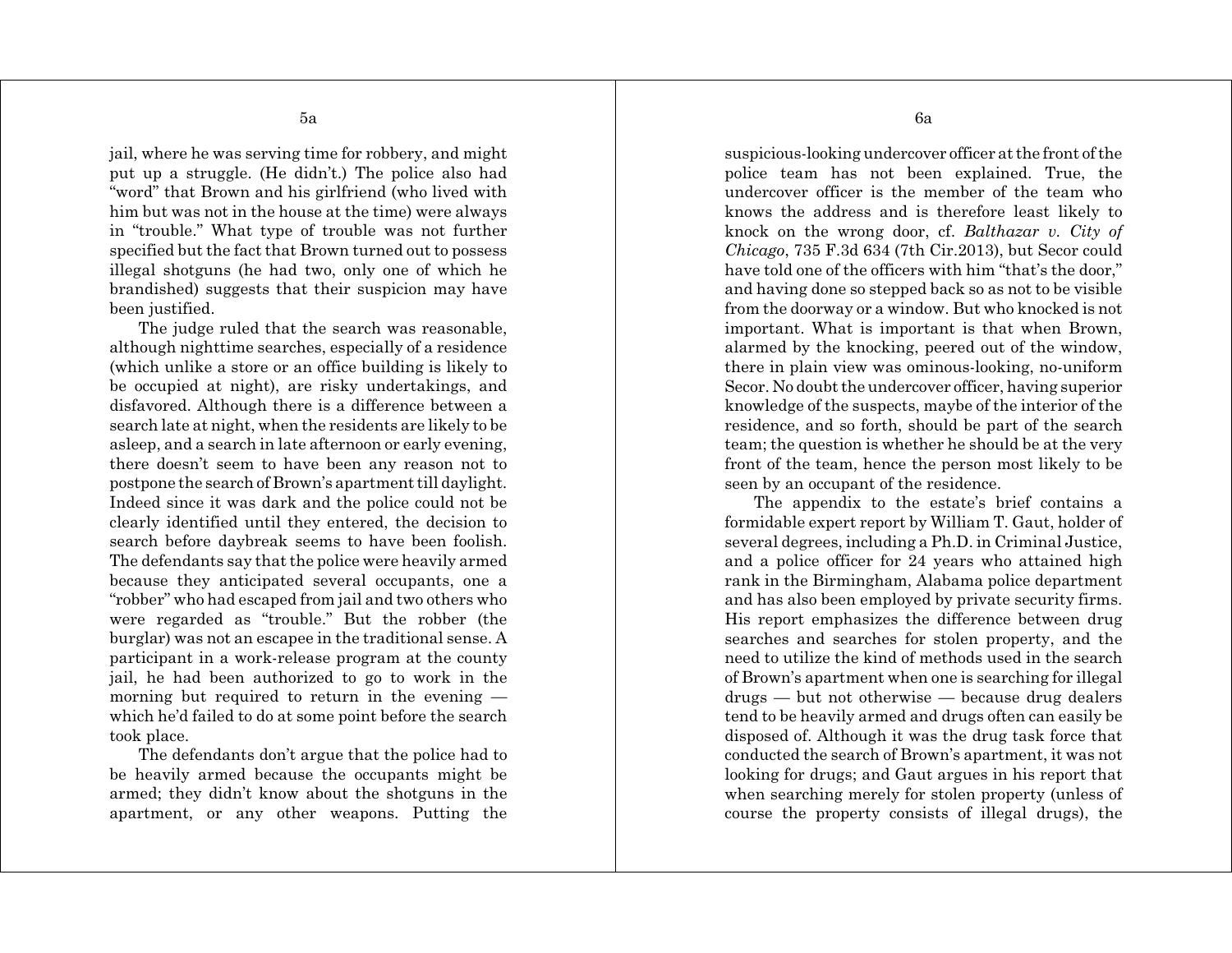jail, where he was serving time for robbery, and might put up a struggle. (He didn't.) The police also had "word" that Brown and his girlfriend (who lived with him but was not in the house at the time) were always in "trouble." What type of trouble was not further specified but the fact that Brown turned out to possess illegal shotguns (he had two, only one of which he brandished) suggests that their suspicion may have been justified.

The judge ruled that the search was reasonable, although nighttime searches, especially of a residence (which unlike a store or an office building is likely to be occupied at night), are risky undertakings, and disfavored. Although there is a difference between a search late at night, when the residents are likely to be asleep, and a search in late afternoon or early evening, there doesn't seem to have been any reason not to postpone the search of Brown's apartment till daylight. Indeed since it was dark and the police could not be clearly identified until they entered, the decision to search before daybreak seems to have been foolish. The defendants say that the police were heavily armed because they anticipated several occupants, one a "robber" who had escaped from jail and two others who were regarded as "trouble." But the robber (the burglar) was not an escapee in the traditional sense. A participant in a work-release program at the county jail, he had been authorized to go to work in the morning but required to return in the evening — which he'd failed to do at some point before the search took place.

The defendants don't argue that the police had to be heavily armed because the occupants might be armed; they didn't know about the shotguns in the apartment, or any other weapons. Putting the suspicious-looking undercover officer at the front of the police team has not been explained. True, the undercover officer is the member of the team who knows the address and is therefore least likely to knock on the wrong door, cf. *Balthazar v. City of Chicago*, 735 F.3d 634 (7th Cir.2013), but Secor could have told one of the officers with him "that's the door," and having done so stepped back so as not to be visible from the doorway or a window. But who knocked is not important. What is important is that when Brown, alarmed by the knocking, peered out of the window, there in plain view was ominous-looking, no-uniform Secor. No doubt the undercover officer, having superior knowledge of the suspects, maybe of the interior of the residence, and so forth, should be part of the search team; the question is whether he should be at the very front of the team, hence the person most likely to be seen by an occupant of the residence.

The appendix to the estate's brief contains a formidable expert report by William T. Gaut, holder of several degrees, including a Ph.D. in Criminal Justice, and a police officer for 24 years who attained high rank in the Birmingham, Alabama police department and has also been employed by private security firms. His report emphasizes the difference between drug searches and searches for stolen property, and the need to utilize the kind of methods used in the search of Brown's apartment when one is searching for illegal drugs — but not otherwise — because drug dealers tend to be heavily armed and drugs often can easily be disposed of. Although it was the drug task force that conducted the search of Brown's apartment, it was not looking for drugs; and Gaut argues in his report that when searching merely for stolen property (unless of course the property consists of illegal drugs), the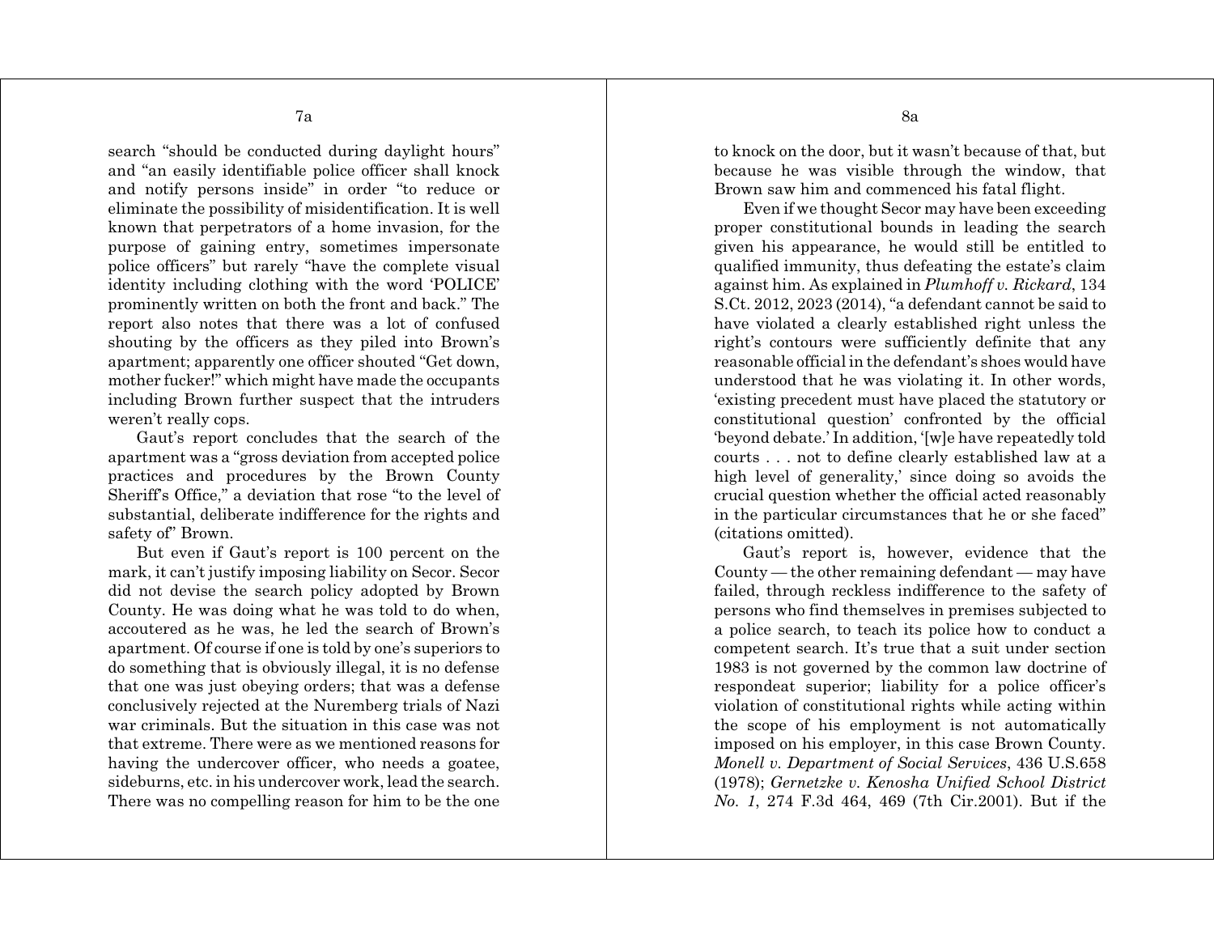search "should be conducted during daylight hours" and "an easily identifiable police officer shall knock and notify persons inside" in order "to reduce or eliminate the possibility of misidentification. It is well known that perpetrators of a home invasion, for the purpose of gaining entry, sometimes impersonate police officers" but rarely "have the complete visual identity including clothing with the word 'POLICE' prominently written on both the front and back." The report also notes that there was a lot of confused shouting by the officers as they piled into Brown's apartment; apparently one officer shouted "Get down, mother fucker!" which might have made the occupants including Brown further suspect that the intruders weren't really cops.

Gaut's report concludes that the search of the apartment was a "gross deviation from accepted police practices and procedures by the Brown County Sheriff's Office," a deviation that rose "to the level of substantial, deliberate indifference for the rights and safety of" Brown.

But even if Gaut's report is 100 percent on the mark, it can't justify imposing liability on Secor. Secor did not devise the search policy adopted by Brown County. He was doing what he was told to do when, accoutered as he was, he led the search of Brown's apartment. Of course if one is told by one's superiors to do something that is obviously illegal, it is no defense that one was just obeying orders; that was a defense conclusively rejected at the Nuremberg trials of Nazi war criminals. But the situation in this case was not that extreme. There were as we mentioned reasons for having the undercover officer, who needs a goatee, sideburns, etc. in his undercover work, lead the search. There was no compelling reason for him to be the one to knock on the door, but it wasn't because of that, but because he was visible through the window, that Brown saw him and commenced his fatal flight.

Even if we thought Secor may have been exceeding proper constitutional bounds in leading the search given his appearance, he would still be entitled to qualified immunity, thus defeating the estate's claim against him. As explained in *Plumhoff v. Rickard*, 134 S.Ct. 2012, 2023 (2014), "a defendant cannot be said to have violated a clearly established right unless the right's contours were sufficiently definite that any reasonable official in the defendant's shoes would have understood that he was violating it. In other words, 'existing precedent must have placed the statutory or constitutional question' confronted by the official 'beyond debate.' In addition, '[w]e have repeatedly told courts . . . not to define clearly established law at a high level of generality,' since doing so avoids the crucial question whether the official acted reasonably in the particular circumstances that he or she faced" (citations omitted).

Gaut's report is, however, evidence that the County — the other remaining defendant — may have failed, through reckless indifference to the safety of persons who find themselves in premises subjected to a police search, to teach its police how to conduct a competent search. It's true that a suit under section 1983 is not governed by the common law doctrine of respondeat superior; liability for a police officer's violation of constitutional rights while acting within the scope of his employment is not automatically imposed on his employer, in this case Brown County. *Monell v. Department of Social Services*, 436 U.S.658 (1978); *Gernetzke v. Kenosha Unified School District No. 1*, 274 F.3d 464, 469 (7th Cir.2001). But if the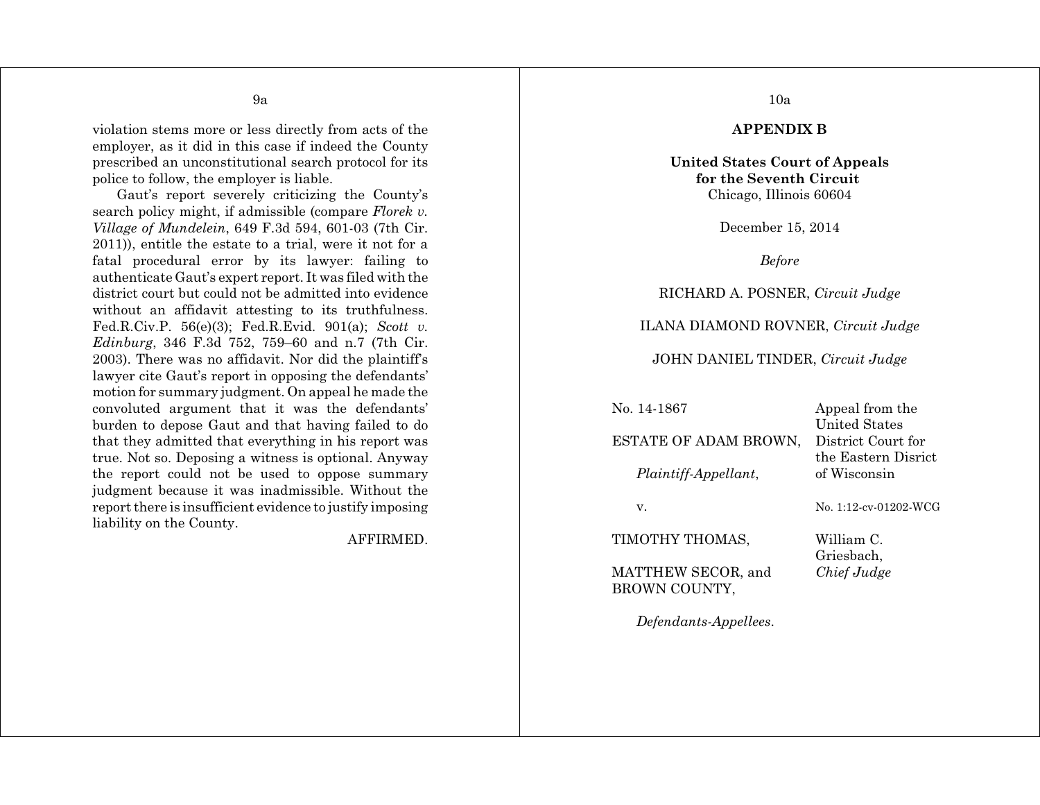violation stems more or less directly from acts of the employer, as it did in this case if indeed the County prescribed an unconstitutional search protocol for its police to follow, the employer is liable.

Gaut's report severely criticizing the County's search policy might, if admissible (compare *Florek v. Village of Mundelein*, 649 F.3d 594, 601-03 (7th Cir. 2011)), entitle the estate to a trial, were it not for a fatal procedural error by its lawyer: failing to authenticate Gaut's expert report. It was filed with the district court but could not be admitted into evidence without an affidavit attesting to its truthfulness. Fed.R.Civ.P. 56(e)(3); Fed.R.Evid. 901(a); *Scott v. Edinburg*, 346 F.3d 752, 759–60 and n.7 (7th Cir. 2003). There was no affidavit. Nor did the plaintiff's lawyer cite Gaut's report in opposing the defendants' motion for summary judgment. On appeal he made the convoluted argument that it was the defendants' burden to depose Gaut and that having failed to do that they admitted that everything in his report was true. Not so. Deposing a witness is optional. Anyway the report could not be used to oppose summary judgment because it was inadmissible. Without the report there is insufficient evidence to justify imposing liability on the County.

AFFIRMED.

## APPENDIX B

**United States Court of Appeals for the Seventh Circuit**
Chicago, Illinois 60604

December 15, 2014

*Before*

RICHARD A. POSNER, *Circuit Judge*

ILANA DIAMOND ROVNER, *Circuit Judge*

JOHN DANIEL TINDER, *Circuit Judge*

| | |
|---|---|
| No. 14-1867 | Appeal from the United States District Court for the Eastern Disrict of Wisconsin |
| ESTATE OF ADAM BROWN, *Plaintiff-Appellant*, | |
| v. | No. 1:12-cv-01202-WCG |
| TIMOTHY THOMAS, MATTHEW SECOR, and BROWN COUNTY, *Defendants-Appellees*. | William C. Griesbach, *Chief Judge* |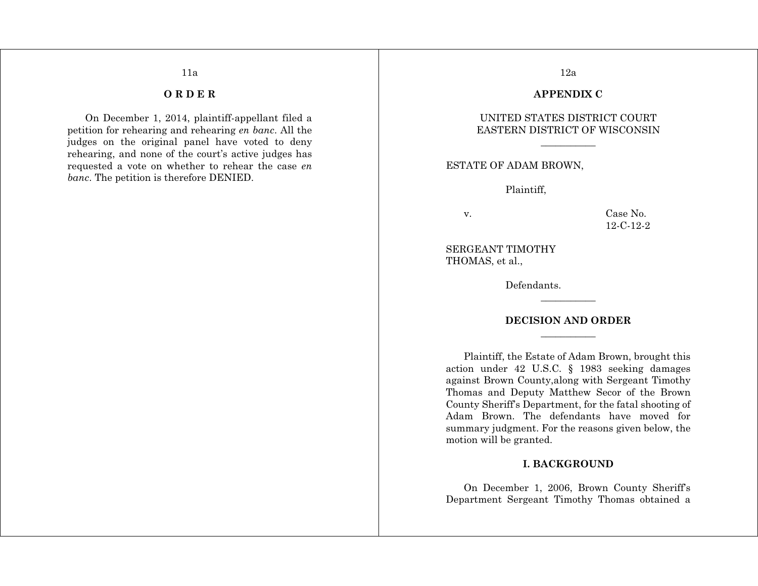## O R D E R

On December 1, 2014, plaintiff-appellant filed a petition for rehearing and rehearing *en banc*. All the judges on the original panel have voted to deny rehearing, and none of the court's active judges has requested a vote on whether to rehear the case *en banc*. The petition is therefore DENIED.

## APPENDIX C

UNITED STATES DISTRICT COURT
EASTERN DISTRICT OF WISCONSIN

---

ESTATE OF ADAM BROWN,

Plaintiff,

v. Case No. 12-C-12-2

SERGEANT TIMOTHY THOMAS, et al.,

Defendants.

---

### DECISION AND ORDER

---

Plaintiff, the Estate of Adam Brown, brought this action under 42 U.S.C. § 1983 seeking damages against Brown County,along with Sergeant Timothy Thomas and Deputy Matthew Secor of the Brown County Sheriff's Department, for the fatal shooting of Adam Brown. The defendants have moved for summary judgment. For the reasons given below, the motion will be granted.

### I. BACKGROUND

On December 1, 2006, Brown County Sheriff's Department Sergeant Timothy Thomas obtained a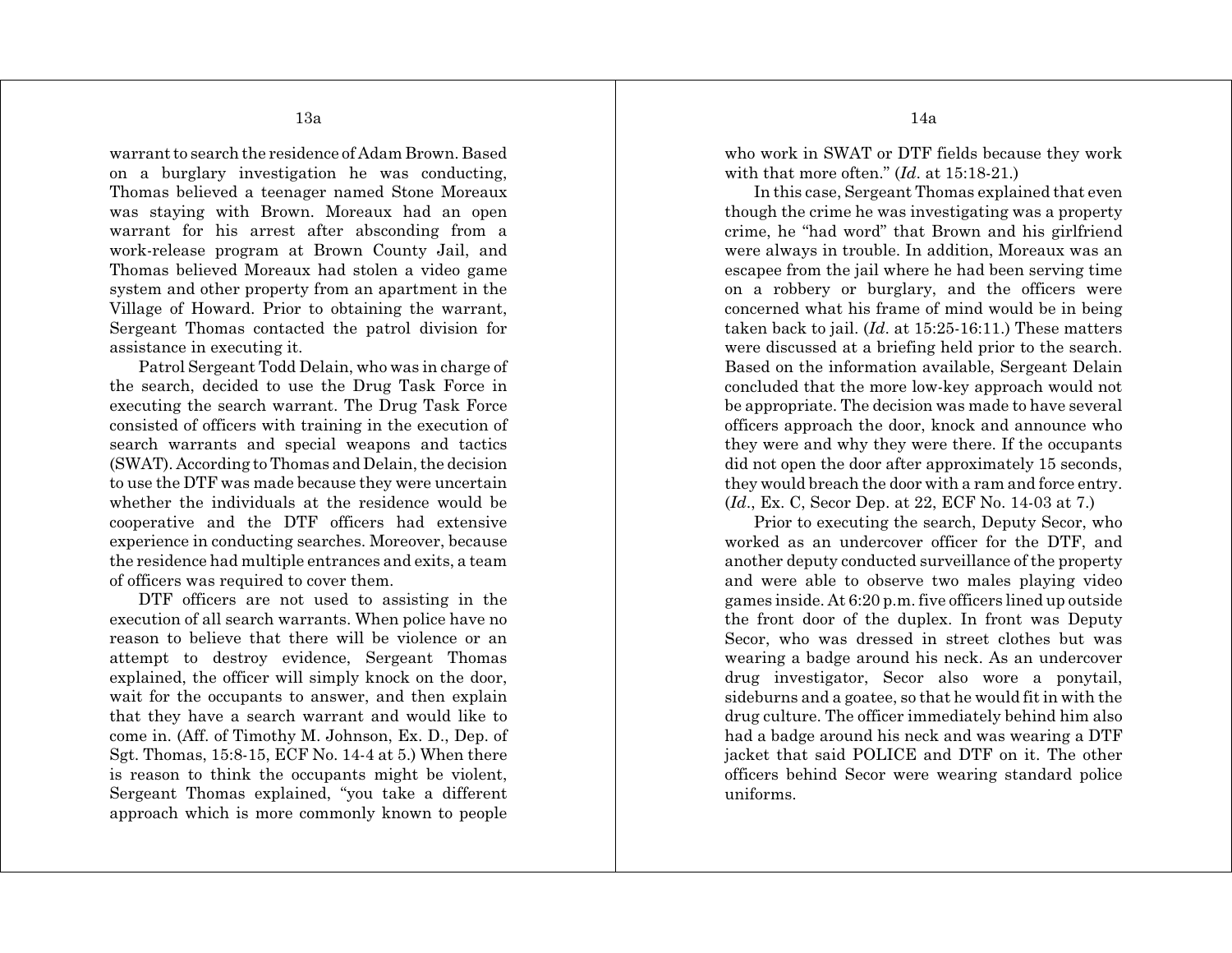warrant to search the residence of Adam Brown. Based on a burglary investigation he was conducting, Thomas believed a teenager named Stone Moreaux was staying with Brown. Moreaux had an open warrant for his arrest after absconding from a work-release program at Brown County Jail, and Thomas believed Moreaux had stolen a video game system and other property from an apartment in the Village of Howard. Prior to obtaining the warrant, Sergeant Thomas contacted the patrol division for assistance in executing it.

Patrol Sergeant Todd Delain, who was in charge of the search, decided to use the Drug Task Force in executing the search warrant. The Drug Task Force consisted of officers with training in the execution of search warrants and special weapons and tactics (SWAT). According to Thomas and Delain, the decision to use the DTF was made because they were uncertain whether the individuals at the residence would be cooperative and the DTF officers had extensive experience in conducting searches. Moreover, because the residence had multiple entrances and exits, a team of officers was required to cover them.

DTF officers are not used to assisting in the execution of all search warrants. When police have no reason to believe that there will be violence or an attempt to destroy evidence, Sergeant Thomas explained, the officer will simply knock on the door, wait for the occupants to answer, and then explain that they have a search warrant and would like to come in. (Aff. of Timothy M. Johnson, Ex. D., Dep. of Sgt. Thomas, 15:8-15, ECF No. 14-4 at 5.) When there is reason to think the occupants might be violent, Sergeant Thomas explained, "you take a different approach which is more commonly known to people who work in SWAT or DTF fields because they work with that more often." (*Id*. at 15:18-21.)

In this case, Sergeant Thomas explained that even though the crime he was investigating was a property crime, he "had word" that Brown and his girlfriend were always in trouble. In addition, Moreaux was an escapee from the jail where he had been serving time on a robbery or burglary, and the officers were concerned what his frame of mind would be in being taken back to jail. (*Id*. at 15:25-16:11.) These matters were discussed at a briefing held prior to the search. Based on the information available, Sergeant Delain concluded that the more low-key approach would not be appropriate. The decision was made to have several officers approach the door, knock and announce who they were and why they were there. If the occupants did not open the door after approximately 15 seconds, they would breach the door with a ram and force entry. (*Id*., Ex. C, Secor Dep. at 22, ECF No. 14-03 at 7.)

Prior to executing the search, Deputy Secor, who worked as an undercover officer for the DTF, and another deputy conducted surveillance of the property and were able to observe two males playing video games inside. At 6:20 p.m. five officers lined up outside the front door of the duplex. In front was Deputy Secor, who was dressed in street clothes but was wearing a badge around his neck. As an undercover drug investigator, Secor also wore a ponytail, sideburns and a goatee, so that he would fit in with the drug culture. The officer immediately behind him also had a badge around his neck and was wearing a DTF jacket that said POLICE and DTF on it. The other officers behind Secor were wearing standard police uniforms.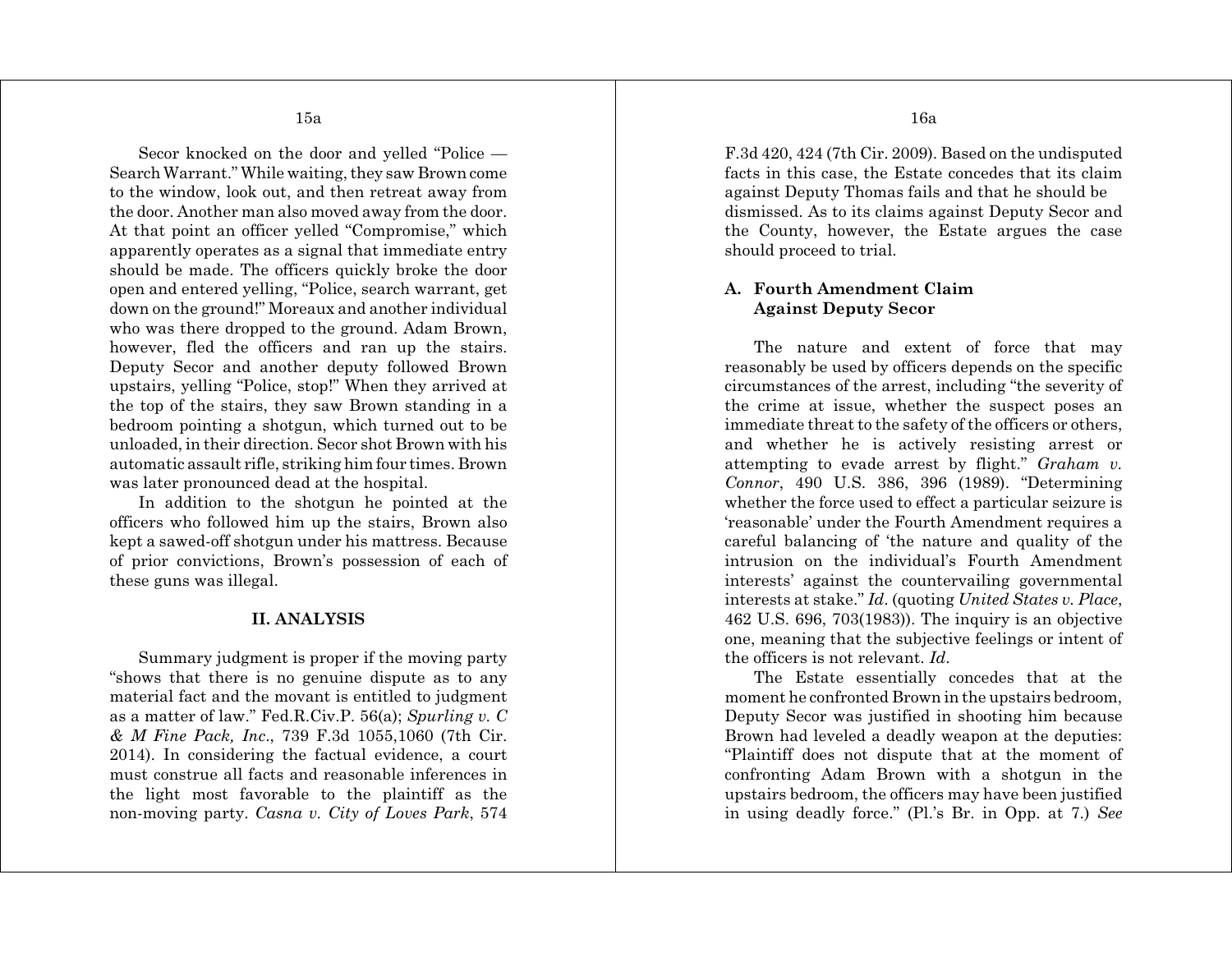Secor knocked on the door and yelled "Police — Search Warrant." While waiting, they saw Brown come to the window, look out, and then retreat away from the door. Another man also moved away from the door. At that point an officer yelled "Compromise," which apparently operates as a signal that immediate entry should be made. The officers quickly broke the door open and entered yelling, "Police, search warrant, get down on the ground!" Moreaux and another individual who was there dropped to the ground. Adam Brown, however, fled the officers and ran up the stairs. Deputy Secor and another deputy followed Brown upstairs, yelling "Police, stop!" When they arrived at the top of the stairs, they saw Brown standing in a bedroom pointing a shotgun, which turned out to be unloaded, in their direction. Secor shot Brown with his automatic assault rifle, striking him four times. Brown was later pronounced dead at the hospital.

In addition to the shotgun he pointed at the officers who followed him up the stairs, Brown also kept a sawed-off shotgun under his mattress. Because of prior convictions, Brown's possession of each of these guns was illegal.

## II. ANALYSIS

Summary judgment is proper if the moving party "shows that there is no genuine dispute as to any material fact and the movant is entitled to judgment as a matter of law." Fed.R.Civ.P. 56(a); *Spurling v. C & M Fine Pack, Inc.*, 739 F.3d 1055,1060 (7th Cir. 2014). In considering the factual evidence, a court must construe all facts and reasonable inferences in the light most favorable to the plaintiff as the non-moving party. *Casna v. City of Loves Park*, 574 F.3d 420, 424 (7th Cir. 2009). Based on the undisputed facts in this case, the Estate concedes that its claim against Deputy Thomas fails and that he should be dismissed. As to its claims against Deputy Secor and the County, however, the Estate argues the case should proceed to trial.

### A. Fourth Amendment Claim Against Deputy Secor

The nature and extent of force that may reasonably be used by officers depends on the specific circumstances of the arrest, including "the severity of the crime at issue, whether the suspect poses an immediate threat to the safety of the officers or others, and whether he is actively resisting arrest or attempting to evade arrest by flight." *Graham v. Connor*, 490 U.S. 386, 396 (1989). "Determining whether the force used to effect a particular seizure is 'reasonable' under the Fourth Amendment requires a careful balancing of 'the nature and quality of the intrusion on the individual's Fourth Amendment interests' against the countervailing governmental interests at stake." *Id*. (quoting *United States v. Place*, 462 U.S. 696, 703(1983)). The inquiry is an objective one, meaning that the subjective feelings or intent of the officers is not relevant. *Id*.

The Estate essentially concedes that at the moment he confronted Brown in the upstairs bedroom, Deputy Secor was justified in shooting him because Brown had leveled a deadly weapon at the deputies: "Plaintiff does not dispute that at the moment of confronting Adam Brown with a shotgun in the upstairs bedroom, the officers may have been justified in using deadly force." (Pl.'s Br. in Opp. at 7.) *See*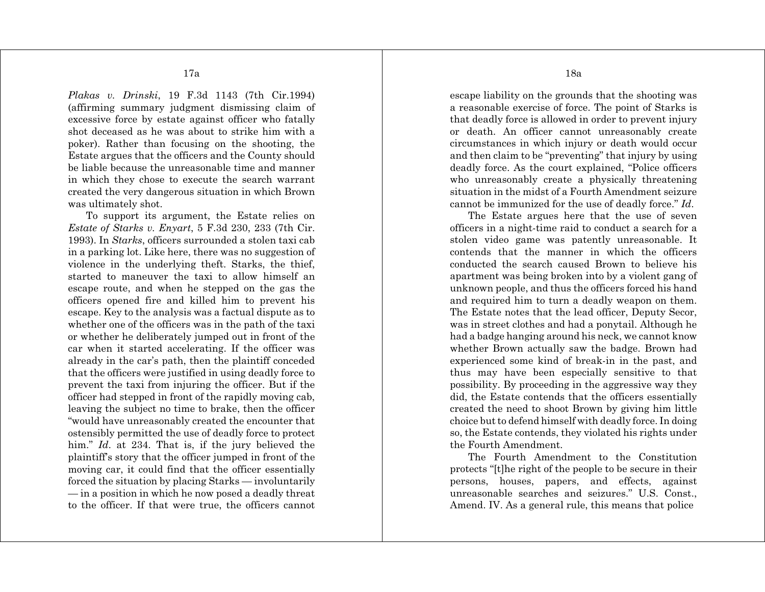*Plakas v. Drinski*, 19 F.3d 1143 (7th Cir.1994) (affirming summary judgment dismissing claim of excessive force by estate against officer who fatally shot deceased as he was about to strike him with a poker). Rather than focusing on the shooting, the Estate argues that the officers and the County should be liable because the unreasonable time and manner in which they chose to execute the search warrant created the very dangerous situation in which Brown was ultimately shot.

To support its argument, the Estate relies on *Estate of Starks v. Enyart*, 5 F.3d 230, 233 (7th Cir. 1993). In *Starks*, officers surrounded a stolen taxi cab in a parking lot. Like here, there was no suggestion of violence in the underlying theft. Starks, the thief, started to maneuver the taxi to allow himself an escape route, and when he stepped on the gas the officers opened fire and killed him to prevent his escape. Key to the analysis was a factual dispute as to whether one of the officers was in the path of the taxi or whether he deliberately jumped out in front of the car when it started accelerating. If the officer was already in the car's path, then the plaintiff conceded that the officers were justified in using deadly force to prevent the taxi from injuring the officer. But if the officer had stepped in front of the rapidly moving cab, leaving the subject no time to brake, then the officer "would have unreasonably created the encounter that ostensibly permitted the use of deadly force to protect him." *Id.* at 234. That is, if the jury believed the plaintiff's story that the officer jumped in front of the moving car, it could find that the officer essentially forced the situation by placing Starks — involuntarily — in a position in which he now posed a deadly threat to the officer. If that were true, the officers cannot escape liability on the grounds that the shooting was a reasonable exercise of force. The point of Starks is that deadly force is allowed in order to prevent injury or death. An officer cannot unreasonably create circumstances in which injury or death would occur and then claim to be "preventing" that injury by using deadly force. As the court explained, "Police officers who unreasonably create a physically threatening situation in the midst of a Fourth Amendment seizure cannot be immunized for the use of deadly force." *Id.*

The Estate argues here that the use of seven officers in a night-time raid to conduct a search for a stolen video game was patently unreasonable. It contends that the manner in which the officers conducted the search caused Brown to believe his apartment was being broken into by a violent gang of unknown people, and thus the officers forced his hand and required him to turn a deadly weapon on them. The Estate notes that the lead officer, Deputy Secor, was in street clothes and had a ponytail. Although he had a badge hanging around his neck, we cannot know whether Brown actually saw the badge. Brown had experienced some kind of break-in in the past, and thus may have been especially sensitive to that possibility. By proceeding in the aggressive way they did, the Estate contends that the officers essentially created the need to shoot Brown by giving him little choice but to defend himself with deadly force. In doing so, the Estate contends, they violated his rights under the Fourth Amendment.

The Fourth Amendment to the Constitution protects "[t]he right of the people to be secure in their persons, houses, papers, and effects, against unreasonable searches and seizures." U.S. Const., Amend. IV. As a general rule, this means that police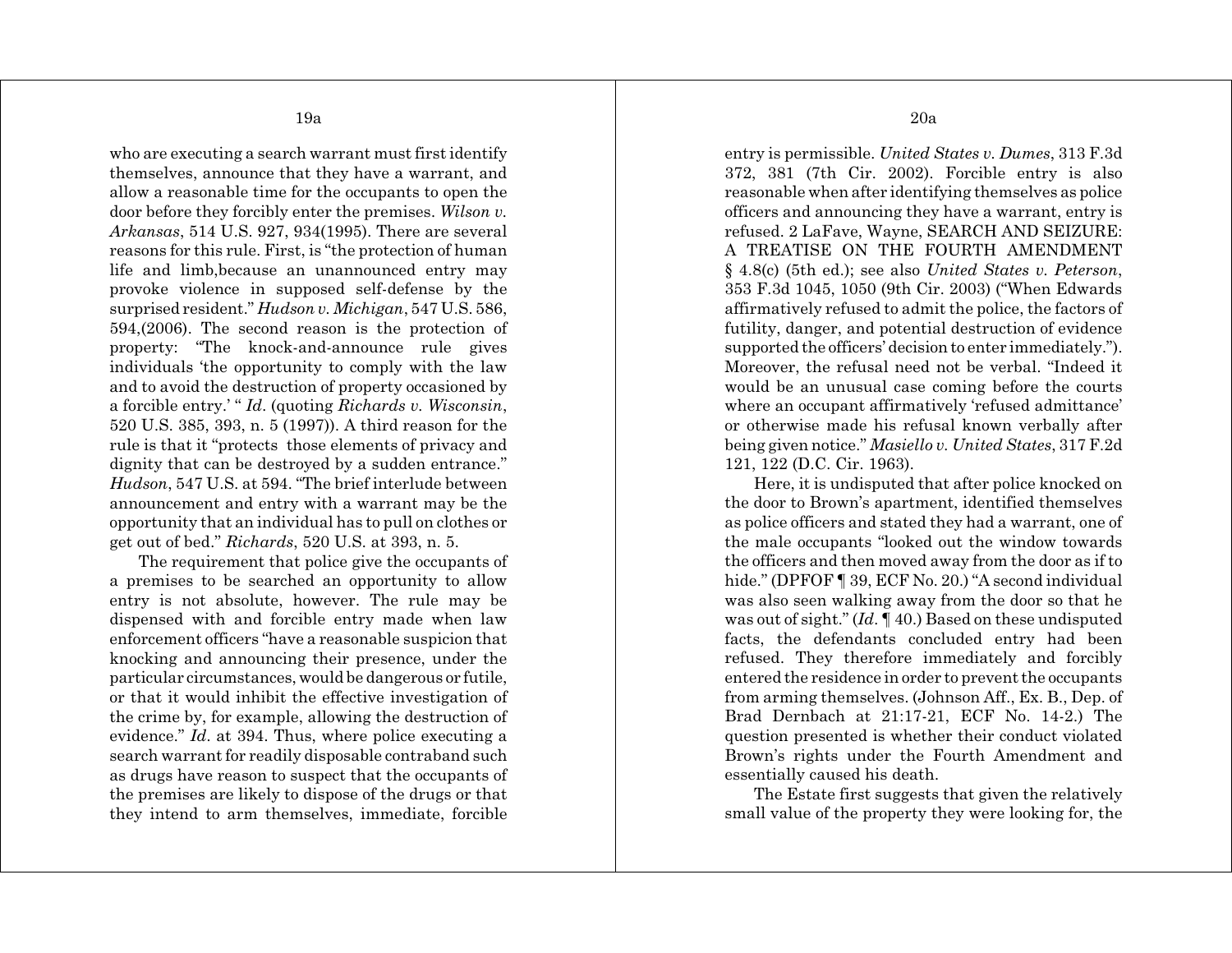who are executing a search warrant must first identify themselves, announce that they have a warrant, and allow a reasonable time for the occupants to open the door before they forcibly enter the premises. *Wilson v. Arkansas*, 514 U.S. 927, 934(1995). There are several reasons for this rule. First, is "the protection of human life and limb,because an unannounced entry may provoke violence in supposed self-defense by the surprised resident." *Hudson v. Michigan*, 547 U.S. 586, 594,(2006). The second reason is the protection of property: "The knock-and-announce rule gives individuals 'the opportunity to comply with the law and to avoid the destruction of property occasioned by a forcible entry.' " *Id*. (quoting *Richards v. Wisconsin*, 520 U.S. 385, 393, n. 5 (1997)). A third reason for the rule is that it "protects those elements of privacy and dignity that can be destroyed by a sudden entrance." *Hudson*, 547 U.S. at 594. "The brief interlude between announcement and entry with a warrant may be the opportunity that an individual has to pull on clothes or get out of bed." *Richards*, 520 U.S. at 393, n. 5.

The requirement that police give the occupants of a premises to be searched an opportunity to allow entry is not absolute, however. The rule may be dispensed with and forcible entry made when law enforcement officers "have a reasonable suspicion that knocking and announcing their presence, under the particular circumstances, would be dangerous or futile, or that it would inhibit the effective investigation of the crime by, for example, allowing the destruction of evidence." *Id*. at 394. Thus, where police executing a search warrant for readily disposable contraband such as drugs have reason to suspect that the occupants of the premises are likely to dispose of the drugs or that they intend to arm themselves, immediate, forcible entry is permissible. *United States v. Dumes*, 313 F.3d 372, 381 (7th Cir. 2002). Forcible entry is also reasonable when after identifying themselves as police officers and announcing they have a warrant, entry is refused. 2 LaFave, Wayne, SEARCH AND SEIZURE: A TREATISE ON THE FOURTH AMENDMENT § 4.8(c) (5th ed.); see also *United States v. Peterson*, 353 F.3d 1045, 1050 (9th Cir. 2003) ("When Edwards affirmatively refused to admit the police, the factors of futility, danger, and potential destruction of evidence supported the officers' decision to enter immediately."). Moreover, the refusal need not be verbal. "Indeed it would be an unusual case coming before the courts where an occupant affirmatively 'refused admittance' or otherwise made his refusal known verbally after being given notice." *Masiello v. United States*, 317 F.2d 121, 122 (D.C. Cir. 1963).

Here, it is undisputed that after police knocked on the door to Brown's apartment, identified themselves as police officers and stated they had a warrant, one of the male occupants "looked out the window towards the officers and then moved away from the door as if to hide." (DPFOF ¶ 39, ECF No. 20.) "A second individual was also seen walking away from the door so that he was out of sight." (*Id*. ¶ 40.) Based on these undisputed facts, the defendants concluded entry had been refused. They therefore immediately and forcibly entered the residence in order to prevent the occupants from arming themselves. (Johnson Aff., Ex. B., Dep. of Brad Dernbach at 21:17-21, ECF No. 14-2.) The question presented is whether their conduct violated Brown's rights under the Fourth Amendment and essentially caused his death.

The Estate first suggests that given the relatively small value of the property they were looking for, the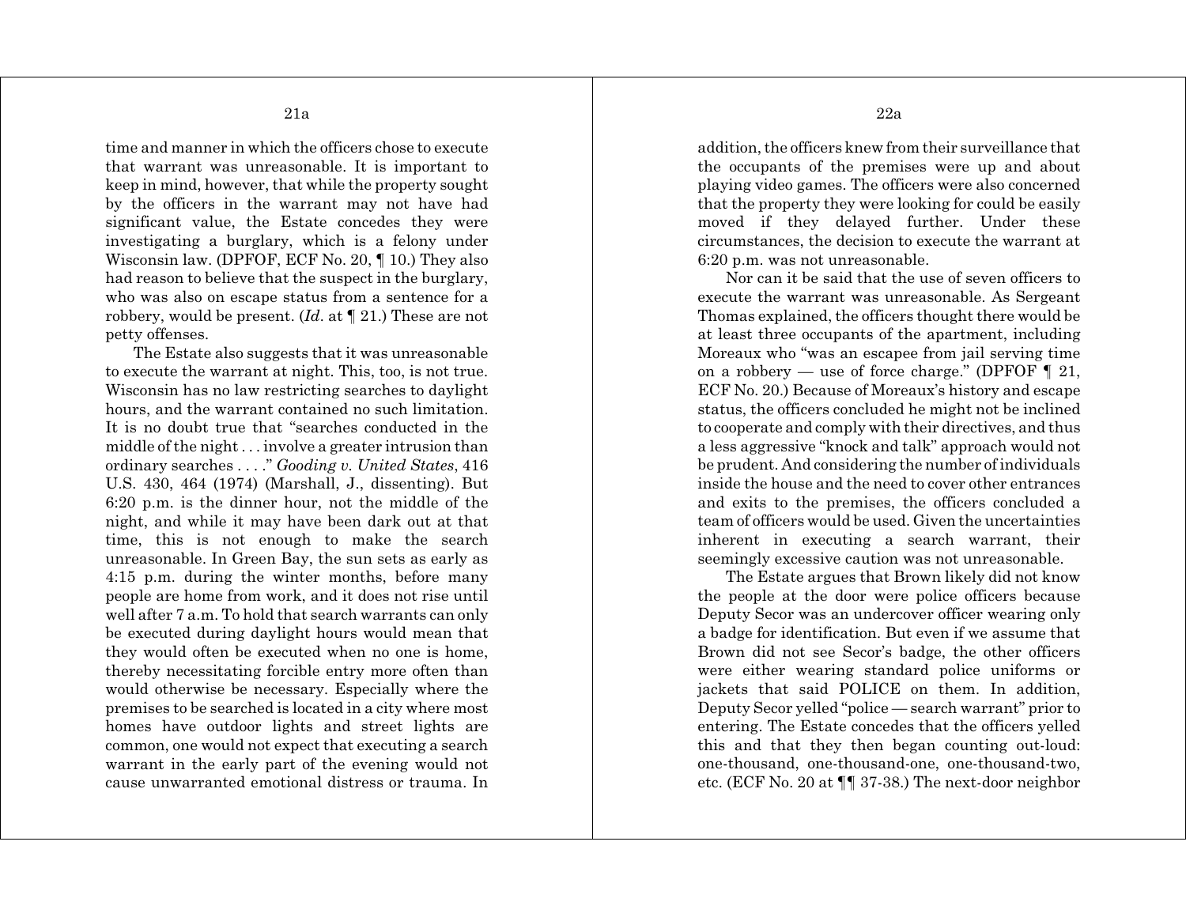time and manner in which the officers chose to execute that warrant was unreasonable. It is important to keep in mind, however, that while the property sought by the officers in the warrant may not have had significant value, the Estate concedes they were investigating a burglary, which is a felony under Wisconsin law. (DPFOF, ECF No. 20, ¶ 10.) They also had reason to believe that the suspect in the burglary, who was also on escape status from a sentence for a robbery, would be present. (*Id.* at ¶ 21.) These are not petty offenses.

The Estate also suggests that it was unreasonable to execute the warrant at night. This, too, is not true. Wisconsin has no law restricting searches to daylight hours, and the warrant contained no such limitation. It is no doubt true that "searches conducted in the middle of the night . . . involve a greater intrusion than ordinary searches . . . ." *Gooding v. United States*, 416 U.S. 430, 464 (1974) (Marshall, J., dissenting). But 6:20 p.m. is the dinner hour, not the middle of the night, and while it may have been dark out at that time, this is not enough to make the search unreasonable. In Green Bay, the sun sets as early as 4:15 p.m. during the winter months, before many people are home from work, and it does not rise until well after 7 a.m. To hold that search warrants can only be executed during daylight hours would mean that they would often be executed when no one is home, thereby necessitating forcible entry more often than would otherwise be necessary. Especially where the premises to be searched is located in a city where most homes have outdoor lights and street lights are common, one would not expect that executing a search warrant in the early part of the evening would not cause unwarranted emotional distress or trauma. In addition, the officers knew from their surveillance that the occupants of the premises were up and about playing video games. The officers were also concerned that the property they were looking for could be easily moved if they delayed further. Under these circumstances, the decision to execute the warrant at 6:20 p.m. was not unreasonable.

Nor can it be said that the use of seven officers to execute the warrant was unreasonable. As Sergeant Thomas explained, the officers thought there would be at least three occupants of the apartment, including Moreaux who "was an escapee from jail serving time on a robbery — use of force charge." (DPFOF ¶ 21, ECF No. 20.) Because of Moreaux's history and escape status, the officers concluded he might not be inclined to cooperate and comply with their directives, and thus a less aggressive "knock and talk" approach would not be prudent. And considering the number of individuals inside the house and the need to cover other entrances and exits to the premises, the officers concluded a team of officers would be used. Given the uncertainties inherent in executing a search warrant, their seemingly excessive caution was not unreasonable.

The Estate argues that Brown likely did not know the people at the door were police officers because Deputy Secor was an undercover officer wearing only a badge for identification. But even if we assume that Brown did not see Secor's badge, the other officers were either wearing standard police uniforms or jackets that said POLICE on them. In addition, Deputy Secor yelled "police — search warrant" prior to entering. The Estate concedes that the officers yelled this and that they then began counting out-loud: one-thousand, one-thousand-one, one-thousand-two, etc. (ECF No. 20 at ¶¶ 37-38.) The next-door neighbor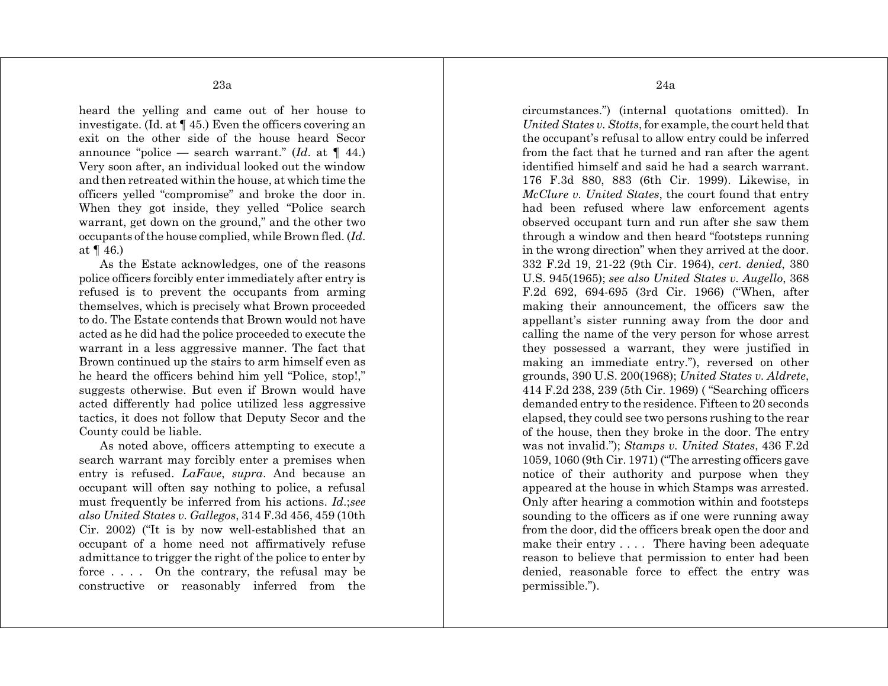heard the yelling and came out of her house to investigate. (Id. at ¶ 45.) Even the officers covering an exit on the other side of the house heard Secor announce "police — search warrant." (*Id.* at ¶ 44.) Very soon after, an individual looked out the window and then retreated within the house, at which time the officers yelled "compromise" and broke the door in. When they got inside, they yelled "Police search warrant, get down on the ground," and the other two occupants of the house complied, while Brown fled. (*Id.* at ¶ 46.)

As the Estate acknowledges, one of the reasons police officers forcibly enter immediately after entry is refused is to prevent the occupants from arming themselves, which is precisely what Brown proceeded to do. The Estate contends that Brown would not have acted as he did had the police proceeded to execute the warrant in a less aggressive manner. The fact that Brown continued up the stairs to arm himself even as he heard the officers behind him yell "Police, stop!," suggests otherwise. But even if Brown would have acted differently had police utilized less aggressive tactics, it does not follow that Deputy Secor and the County could be liable.

As noted above, officers attempting to execute a search warrant may forcibly enter a premises when entry is refused. *LaFave*, *supra*. And because an occupant will often say nothing to police, a refusal must frequently be inferred from his actions. *Id.*;*see also United States v. Gallegos*, 314 F.3d 456, 459 (10th Cir. 2002) ("It is by now well-established that an occupant of a home need not affirmatively refuse admittance to trigger the right of the police to enter by force . . . . On the contrary, the refusal may be constructive or reasonably inferred from the circumstances.") (internal quotations omitted). In *United States v. Stotts*, for example, the court held that the occupant's refusal to allow entry could be inferred from the fact that he turned and ran after the agent identified himself and said he had a search warrant. 176 F.3d 880, 883 (6th Cir. 1999). Likewise, in *McClure v. United States*, the court found that entry had been refused where law enforcement agents observed occupant turn and run after she saw them through a window and then heard "footsteps running in the wrong direction" when they arrived at the door. 332 F.2d 19, 21-22 (9th Cir. 1964), *cert. denied*, 380 U.S. 945(1965); *see also United States v. Augello*, 368 F.2d 692, 694-695 (3rd Cir. 1966) ("When, after making their announcement, the officers saw the appellant's sister running away from the door and calling the name of the very person for whose arrest they possessed a warrant, they were justified in making an immediate entry."), reversed on other grounds, 390 U.S. 200(1968); *United States v. Aldrete*, 414 F.2d 238, 239 (5th Cir. 1969) ( "Searching officers demanded entry to the residence. Fifteen to 20 seconds elapsed, they could see two persons rushing to the rear of the house, then they broke in the door. The entry was not invalid."); *Stamps v. United States*, 436 F.2d 1059, 1060 (9th Cir. 1971) ("The arresting officers gave notice of their authority and purpose when they appeared at the house in which Stamps was arrested. Only after hearing a commotion within and footsteps sounding to the officers as if one were running away from the door, did the officers break open the door and make their entry . . . . There having been adequate reason to believe that permission to enter had been denied, reasonable force to effect the entry was permissible.").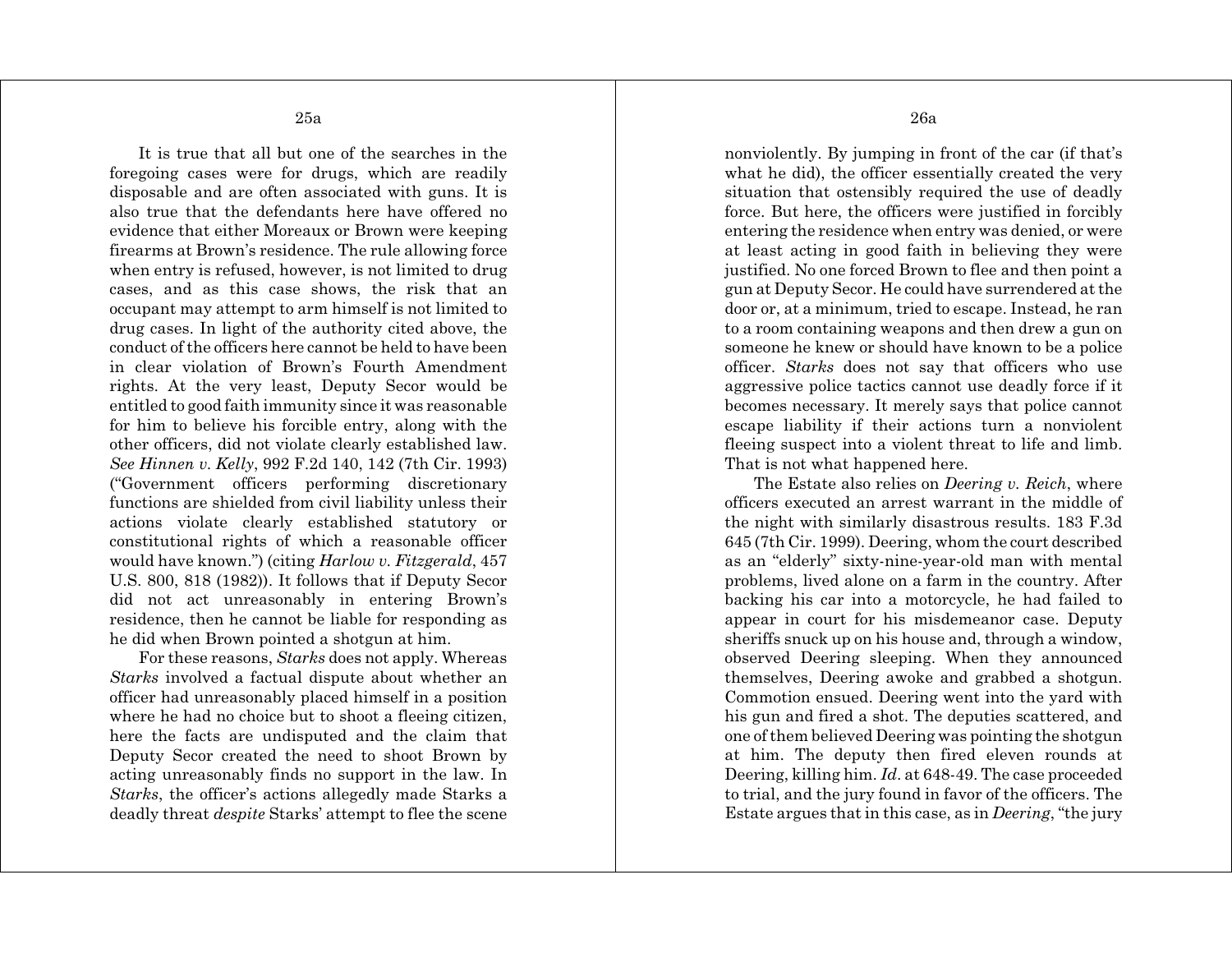It is true that all but one of the searches in the foregoing cases were for drugs, which are readily disposable and are often associated with guns. It is also true that the defendants here have offered no evidence that either Moreaux or Brown were keeping firearms at Brown's residence. The rule allowing force when entry is refused, however, is not limited to drug cases, and as this case shows, the risk that an occupant may attempt to arm himself is not limited to drug cases. In light of the authority cited above, the conduct of the officers here cannot be held to have been in clear violation of Brown's Fourth Amendment rights. At the very least, Deputy Secor would be entitled to good faith immunity since it was reasonable for him to believe his forcible entry, along with the other officers, did not violate clearly established law. *See Hinnen v. Kelly*, 992 F.2d 140, 142 (7th Cir. 1993) ("Government officers performing discretionary functions are shielded from civil liability unless their actions violate clearly established statutory or constitutional rights of which a reasonable officer would have known.") (citing *Harlow v. Fitzgerald*, 457 U.S. 800, 818 (1982)). It follows that if Deputy Secor did not act unreasonably in entering Brown's residence, then he cannot be liable for responding as he did when Brown pointed a shotgun at him.

For these reasons, *Starks* does not apply. Whereas *Starks* involved a factual dispute about whether an officer had unreasonably placed himself in a position where he had no choice but to shoot a fleeing citizen, here the facts are undisputed and the claim that Deputy Secor created the need to shoot Brown by acting unreasonably finds no support in the law. In *Starks*, the officer's actions allegedly made Starks a deadly threat *despite* Starks' attempt to flee the scene nonviolently. By jumping in front of the car (if that's what he did), the officer essentially created the very situation that ostensibly required the use of deadly force. But here, the officers were justified in forcibly entering the residence when entry was denied, or were at least acting in good faith in believing they were justified. No one forced Brown to flee and then point a gun at Deputy Secor. He could have surrendered at the door or, at a minimum, tried to escape. Instead, he ran to a room containing weapons and then drew a gun on someone he knew or should have known to be a police officer. *Starks* does not say that officers who use aggressive police tactics cannot use deadly force if it becomes necessary. It merely says that police cannot escape liability if their actions turn a nonviolent fleeing suspect into a violent threat to life and limb. That is not what happened here.

The Estate also relies on *Deering v. Reich*, where officers executed an arrest warrant in the middle of the night with similarly disastrous results. 183 F.3d 645 (7th Cir. 1999). Deering, whom the court described as an "elderly" sixty-nine-year-old man with mental problems, lived alone on a farm in the country. After backing his car into a motorcycle, he had failed to appear in court for his misdemeanor case. Deputy sheriffs snuck up on his house and, through a window, observed Deering sleeping. When they announced themselves, Deering awoke and grabbed a shotgun. Commotion ensued. Deering went into the yard with his gun and fired a shot. The deputies scattered, and one of them believed Deering was pointing the shotgun at him. The deputy then fired eleven rounds at Deering, killing him. *Id*. at 648-49. The case proceeded to trial, and the jury found in favor of the officers. The Estate argues that in this case, as in *Deering*, "the jury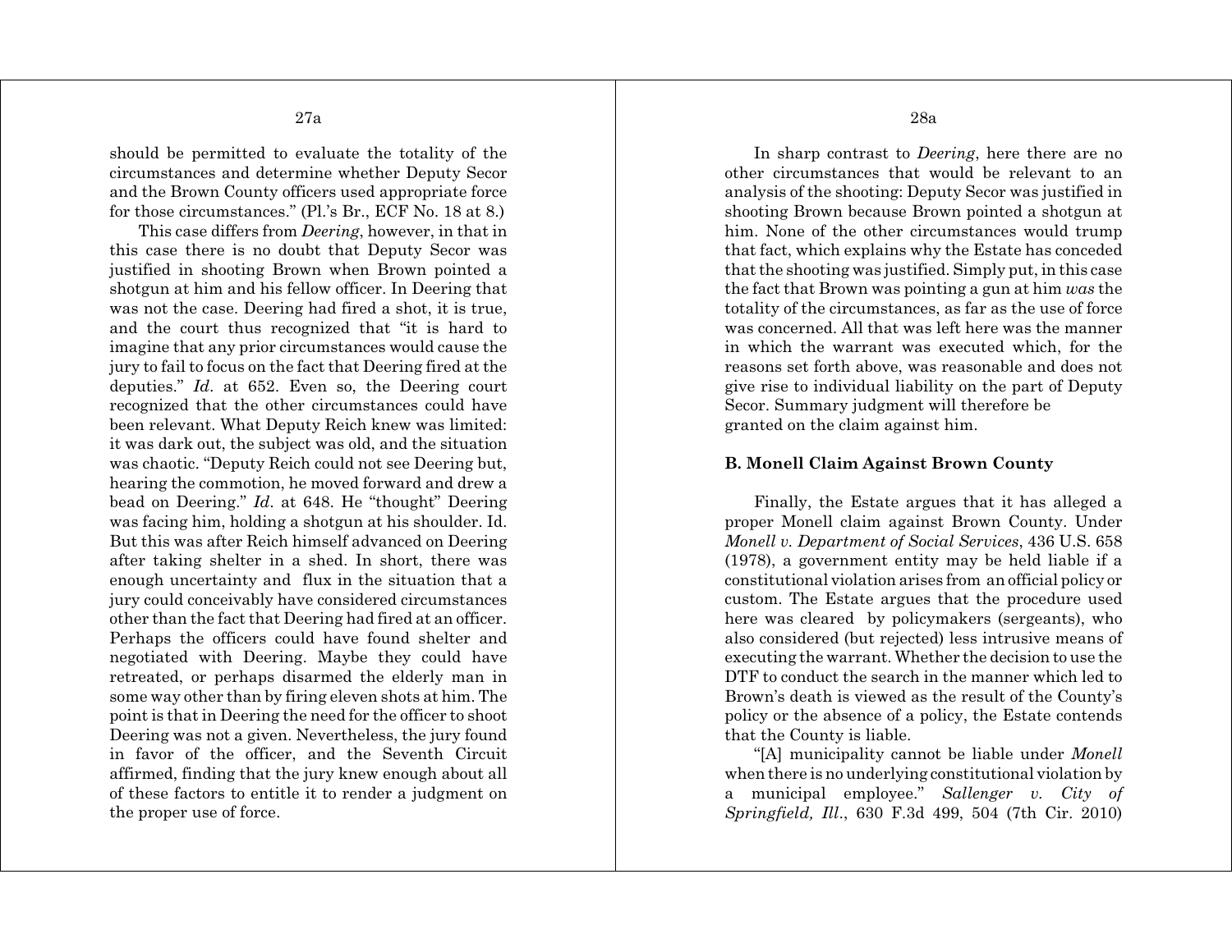should be permitted to evaluate the totality of the circumstances and determine whether Deputy Secor and the Brown County officers used appropriate force for those circumstances." (Pl.'s Br., ECF No. 18 at 8.)

This case differs from *Deering*, however, in that in this case there is no doubt that Deputy Secor was justified in shooting Brown when Brown pointed a shotgun at him and his fellow officer. In Deering that was not the case. Deering had fired a shot, it is true, and the court thus recognized that "it is hard to imagine that any prior circumstances would cause the jury to fail to focus on the fact that Deering fired at the deputies." *Id*. at 652. Even so, the Deering court recognized that the other circumstances could have been relevant. What Deputy Reich knew was limited: it was dark out, the subject was old, and the situation was chaotic. "Deputy Reich could not see Deering but, hearing the commotion, he moved forward and drew a bead on Deering." *Id*. at 648. He "thought" Deering was facing him, holding a shotgun at his shoulder. Id. But this was after Reich himself advanced on Deering after taking shelter in a shed. In short, there was enough uncertainty and flux in the situation that a jury could conceivably have considered circumstances other than the fact that Deering had fired at an officer. Perhaps the officers could have found shelter and negotiated with Deering. Maybe they could have retreated, or perhaps disarmed the elderly man in some way other than by firing eleven shots at him. The point is that in Deering the need for the officer to shoot Deering was not a given. Nevertheless, the jury found in favor of the officer, and the Seventh Circuit affirmed, finding that the jury knew enough about all of these factors to entitle it to render a judgment on the proper use of force.

In sharp contrast to *Deering*, here there are no other circumstances that would be relevant to an analysis of the shooting: Deputy Secor was justified in shooting Brown because Brown pointed a shotgun at him. None of the other circumstances would trump that fact, which explains why the Estate has conceded that the shooting was justified. Simply put, in this case the fact that Brown was pointing a gun at him *was* the totality of the circumstances, as far as the use of force was concerned. All that was left here was the manner in which the warrant was executed which, for the reasons set forth above, was reasonable and does not give rise to individual liability on the part of Deputy Secor. Summary judgment will therefore be granted on the claim against him.

**B. Monell Claim Against Brown County**

Finally, the Estate argues that it has alleged a proper Monell claim against Brown County. Under *Monell v. Department of Social Services*, 436 U.S. 658 (1978), a government entity may be held liable if a constitutional violation arises from an official policy or custom. The Estate argues that the procedure used here was cleared by policymakers (sergeants), who also considered (but rejected) less intrusive means of executing the warrant. Whether the decision to use the DTF to conduct the search in the manner which led to Brown's death is viewed as the result of the County's policy or the absence of a policy, the Estate contends that the County is liable.

"[A] municipality cannot be liable under *Monell* when there is no underlying constitutional violation by a municipal employee." *Sallenger v. City of Springfield, Ill*., 630 F.3d 499, 504 (7th Cir. 2010)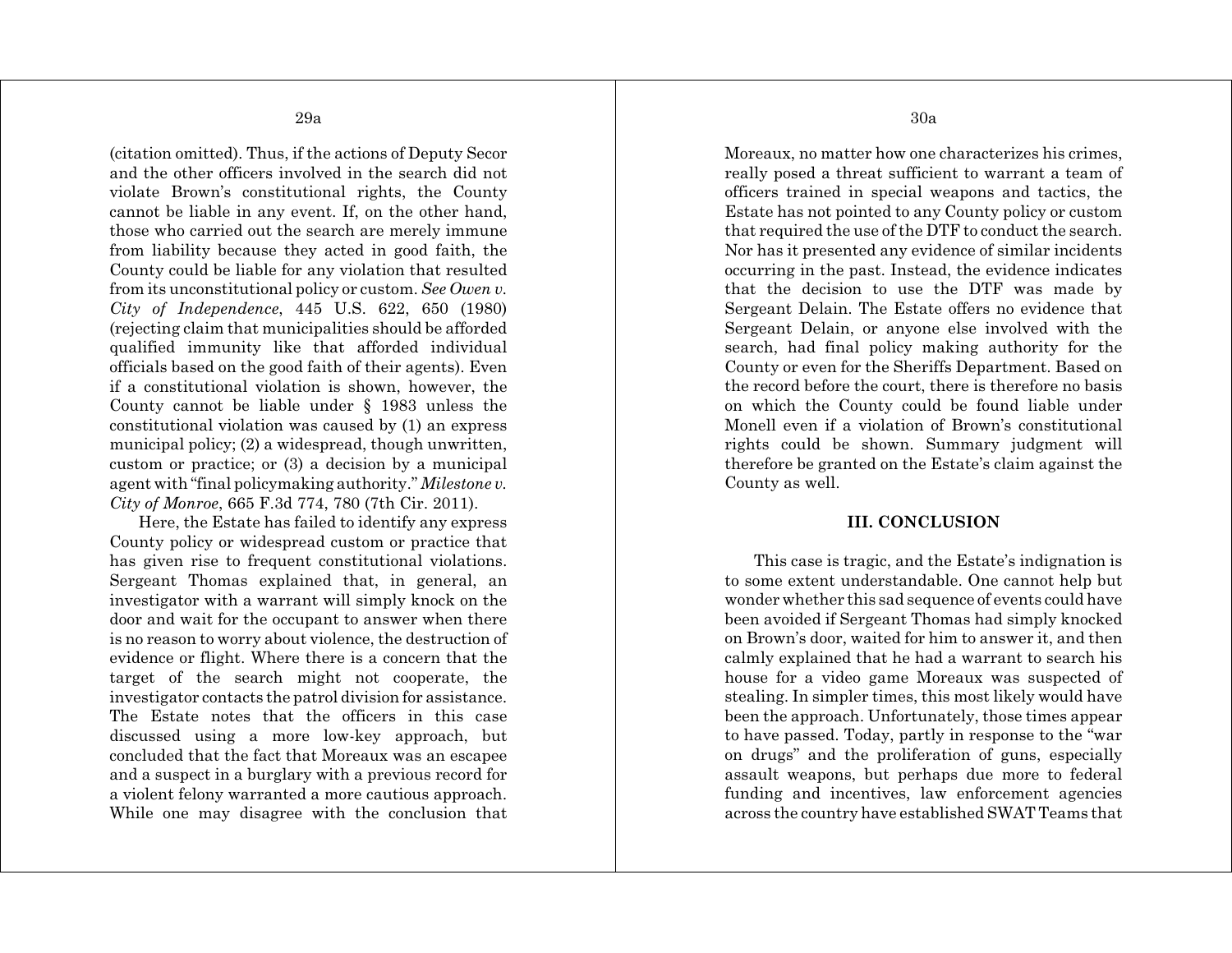(citation omitted). Thus, if the actions of Deputy Secor and the other officers involved in the search did not violate Brown's constitutional rights, the County cannot be liable in any event. If, on the other hand, those who carried out the search are merely immune from liability because they acted in good faith, the County could be liable for any violation that resulted from its unconstitutional policy or custom. *See Owen v. City of Independence*, 445 U.S. 622, 650 (1980) (rejecting claim that municipalities should be afforded qualified immunity like that afforded individual officials based on the good faith of their agents). Even if a constitutional violation is shown, however, the County cannot be liable under § 1983 unless the constitutional violation was caused by (1) an express municipal policy; (2) a widespread, though unwritten, custom or practice; or (3) a decision by a municipal agent with "final policymaking authority." *Milestone v. City of Monroe*, 665 F.3d 774, 780 (7th Cir. 2011).

Here, the Estate has failed to identify any express County policy or widespread custom or practice that has given rise to frequent constitutional violations. Sergeant Thomas explained that, in general, an investigator with a warrant will simply knock on the door and wait for the occupant to answer when there is no reason to worry about violence, the destruction of evidence or flight. Where there is a concern that the target of the search might not cooperate, the investigator contacts the patrol division for assistance. The Estate notes that the officers in this case discussed using a more low-key approach, but concluded that the fact that Moreaux was an escapee and a suspect in a burglary with a previous record for a violent felony warranted a more cautious approach. While one may disagree with the conclusion that Moreaux, no matter how one characterizes his crimes, really posed a threat sufficient to warrant a team of officers trained in special weapons and tactics, the Estate has not pointed to any County policy or custom that required the use of the DTF to conduct the search. Nor has it presented any evidence of similar incidents occurring in the past. Instead, the evidence indicates that the decision to use the DTF was made by Sergeant Delain. The Estate offers no evidence that Sergeant Delain, or anyone else involved with the search, had final policy making authority for the County or even for the Sheriffs Department. Based on the record before the court, there is therefore no basis on which the County could be found liable under Monell even if a violation of Brown's constitutional rights could be shown. Summary judgment will therefore be granted on the Estate's claim against the County as well.

## III. CONCLUSION

This case is tragic, and the Estate's indignation is to some extent understandable. One cannot help but wonder whether this sad sequence of events could have been avoided if Sergeant Thomas had simply knocked on Brown's door, waited for him to answer it, and then calmly explained that he had a warrant to search his house for a video game Moreaux was suspected of stealing. In simpler times, this most likely would have been the approach. Unfortunately, those times appear to have passed. Today, partly in response to the "war on drugs" and the proliferation of guns, especially assault weapons, but perhaps due more to federal funding and incentives, law enforcement agencies across the country have established SWAT Teams that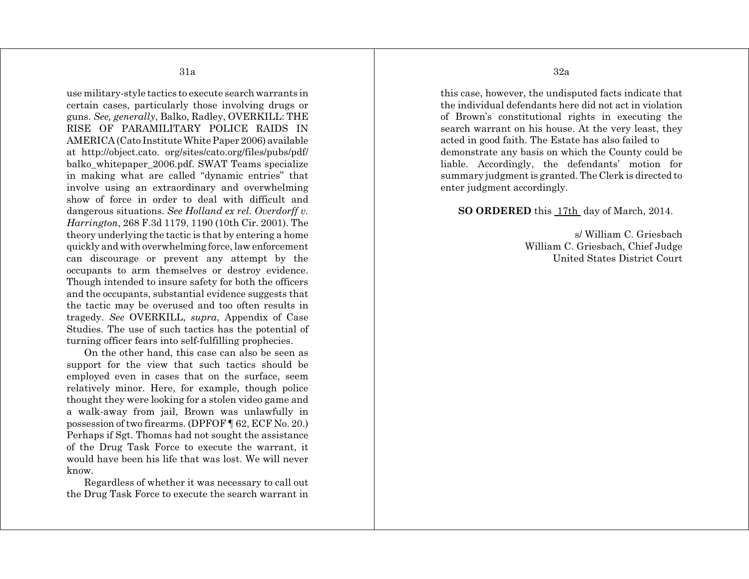use military-style tactics to execute search warrants in certain cases, particularly those involving drugs or guns. *See, generally*, Balko, Radley, OVERKILL: THE RISE OF PARAMILITARY POLICE RAIDS IN AMERICA (Cato Institute White Paper 2006) available at http://object.cato. org/sites/cato.org/files/pubs/pdf/balko_whitepaper_2006.pdf. SWAT Teams specialize in making what are called "dynamic entries" that involve using an extraordinary and overwhelming show of force in order to deal with difficult and dangerous situations. *See Holland ex rel. Overdorff v. Harrington*, 268 F.3d 1179, 1190 (10th Cir. 2001). The theory underlying the tactic is that by entering a home quickly and with overwhelming force, law enforcement can discourage or prevent any attempt by the occupants to arm themselves or destroy evidence. Though intended to insure safety for both the officers and the occupants, substantial evidence suggests that the tactic may be overused and too often results in tragedy. *See* OVERKILL, *supra*, Appendix of Case Studies. The use of such tactics has the potential of turning officer fears into self-fulfilling prophecies.

On the other hand, this case can also be seen as support for the view that such tactics should be employed even in cases that on the surface, seem relatively minor. Here, for example, though police thought they were looking for a stolen video game and a walk-away from jail, Brown was unlawfully in possession of two firearms. (DPFOF ¶ 62, ECF No. 20.) Perhaps if Sgt. Thomas had not sought the assistance of the Drug Task Force to execute the warrant, it would have been his life that was lost. We will never know.

Regardless of whether it was necessary to call out the Drug Task Force to execute the search warrant in this case, however, the undisputed facts indicate that the individual defendants here did not act in violation of Brown's constitutional rights in executing the search warrant on his house. At the very least, they acted in good faith. The Estate has also failed to demonstrate any basis on which the County could be liable. Accordingly, the defendants' motion for summary judgment is granted. The Clerk is directed to enter judgment accordingly.

**SO ORDERED** this 17th day of March, 2014.

s/ William C. Griesbach
William C. Griesbach, Chief Judge
United States District Court